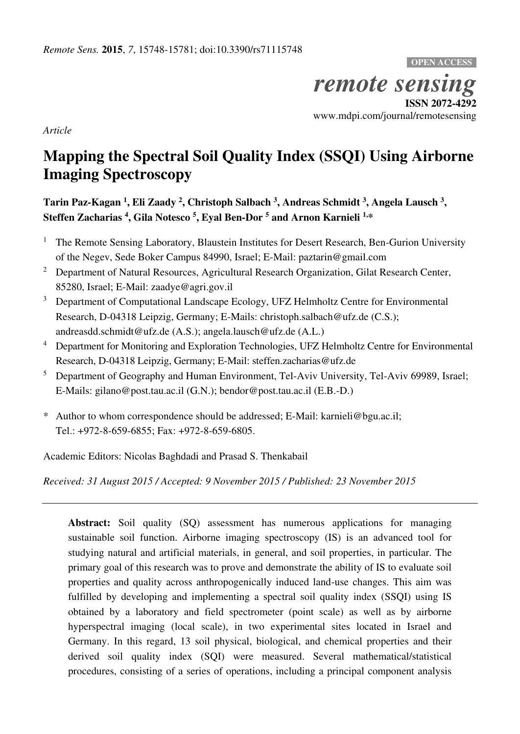*Remote Sens.* **2015**, *7*, 15748-15781; doi:10.3390/rs71115748

**OPEN ACCESS**

*remote sensing*

**ISSN 2072-4292**

www.mdpi.com/journal/remotesensing

*Article*

# Mapping the Spectral Soil Quality Index (SSQI) Using Airborne Imaging Spectroscopy

**Tarin Paz-Kagan [1], Eli Zaady [2], Christoph Salbach [3], Andreas Schmidt [3], Angela Lausch [3], Steffen Zacharias [4], Gila Notesco [5], Eyal Ben-Dor [5] and Arnon Karnieli [1,*]**

[1] The Remote Sensing Laboratory, Blaustein Institutes for Desert Research, Ben-Gurion University of the Negev, Sede Boker Campus 84990, Israel; E-Mail: paztarin@gmail.com

[2] Department of Natural Resources, Agricultural Research Organization, Gilat Research Center, 85280, Israel; E-Mail: zaadye@agri.gov.il

[3] Department of Computational Landscape Ecology, UFZ Helmholtz Centre for Environmental Research, D-04318 Leipzig, Germany; E-Mails: christoph.salbach@ufz.de (C.S.); andreasdd.schmidt@ufz.de (A.S.); angela.lausch@ufz.de (A.L.)

[4] Department for Monitoring and Exploration Technologies, UFZ Helmholtz Centre for Environmental Research, D-04318 Leipzig, Germany; E-Mail: steffen.zacharias@ufz.de

[5] Department of Geography and Human Environment, Tel-Aviv University, Tel-Aviv 69989, Israel; E-Mails: gilano@post.tau.ac.il (G.N.); bendor@post.tau.ac.il (E.B.-D.)

\* Author to whom correspondence should be addressed; E-Mail: karnieli@bgu.ac.il; Tel.: +972-8-659-6855; Fax: +972-8-659-6805.

Academic Editors: Nicolas Baghdadi and Prasad S. Thenkabail

*Received: 31 August 2015 / Accepted: 9 November 2015 / Published: 23 November 2015*

---

**Abstract:** Soil quality (SQ) assessment has numerous applications for managing sustainable soil function. Airborne imaging spectroscopy (IS) is an advanced tool for studying natural and artificial materials, in general, and soil properties, in particular. The primary goal of this research was to prove and demonstrate the ability of IS to evaluate soil properties and quality across anthropogenically induced land-use changes. This aim was fulfilled by developing and implementing a spectral soil quality index (SSQI) using IS obtained by a laboratory and field spectrometer (point scale) as well as by airborne hyperspectral imaging (local scale), in two experimental sites located in Israel and Germany. In this regard, 13 soil physical, biological, and chemical properties and their derived soil quality index (SQI) were measured. Several mathematical/statistical procedures, consisting of a series of operations, including a principal component analysis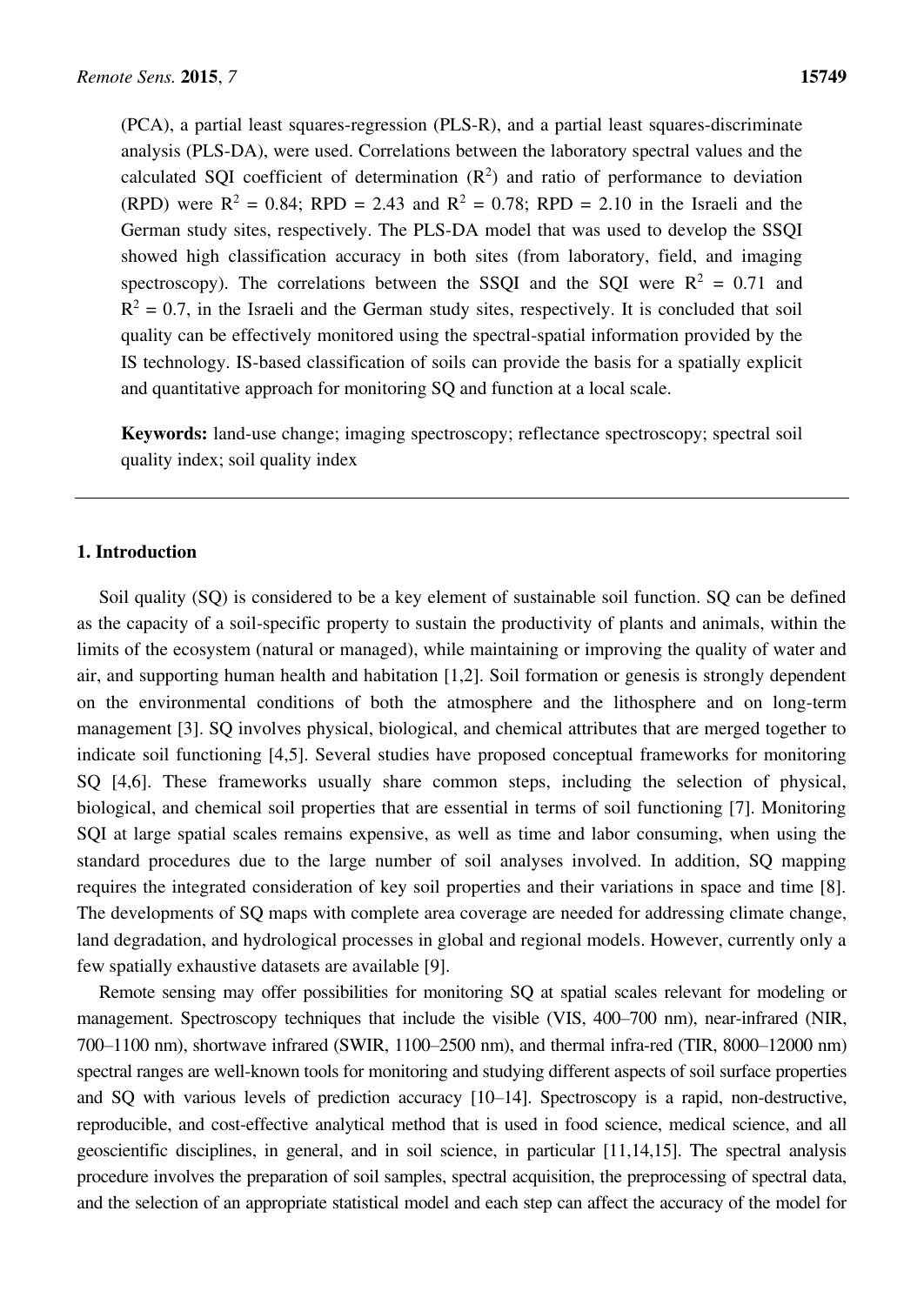(PCA), a partial least squares-regression (PLS-R), and a partial least squares-discriminate analysis (PLS-DA), were used. Correlations between the laboratory spectral values and the calculated SQI coefficient of determination ($R^2$) and ratio of performance to deviation (RPD) were $R^2$ = 0.84; RPD = 2.43 and $R^2$ = 0.78; RPD = 2.10 in the Israeli and the German study sites, respectively. The PLS-DA model that was used to develop the SSQI showed high classification accuracy in both sites (from laboratory, field, and imaging spectroscopy). The correlations between the SSQI and the SQI were $R^2$ = 0.71 and $R^2$ = 0.7, in the Israeli and the German study sites, respectively. It is concluded that soil quality can be effectively monitored using the spectral-spatial information provided by the IS technology. IS-based classification of soils can provide the basis for a spatially explicit and quantitative approach for monitoring SQ and function at a local scale.

**Keywords:** land-use change; imaging spectroscopy; reflectance spectroscopy; spectral soil quality index; soil quality index

## 1. Introduction

Soil quality (SQ) is considered to be a key element of sustainable soil function. SQ can be defined as the capacity of a soil-specific property to sustain the productivity of plants and animals, within the limits of the ecosystem (natural or managed), while maintaining or improving the quality of water and air, and supporting human health and habitation [1,2]. Soil formation or genesis is strongly dependent on the environmental conditions of both the atmosphere and the lithosphere and on long-term management [3]. SQ involves physical, biological, and chemical attributes that are merged together to indicate soil functioning [4,5]. Several studies have proposed conceptual frameworks for monitoring SQ [4,6]. These frameworks usually share common steps, including the selection of physical, biological, and chemical soil properties that are essential in terms of soil functioning [7]. Monitoring SQI at large spatial scales remains expensive, as well as time and labor consuming, when using the standard procedures due to the large number of soil analyses involved. In addition, SQ mapping requires the integrated consideration of key soil properties and their variations in space and time [8]. The developments of SQ maps with complete area coverage are needed for addressing climate change, land degradation, and hydrological processes in global and regional models. However, currently only a few spatially exhaustive datasets are available [9].

Remote sensing may offer possibilities for monitoring SQ at spatial scales relevant for modeling or management. Spectroscopy techniques that include the visible (VIS, 400–700 nm), near-infrared (NIR, 700–1100 nm), shortwave infrared (SWIR, 1100–2500 nm), and thermal infra-red (TIR, 8000–12000 nm) spectral ranges are well-known tools for monitoring and studying different aspects of soil surface properties and SQ with various levels of prediction accuracy [10–14]. Spectroscopy is a rapid, non-destructive, reproducible, and cost-effective analytical method that is used in food science, medical science, and all geoscientific disciplines, in general, and in soil science, in particular [11,14,15]. The spectral analysis procedure involves the preparation of soil samples, spectral acquisition, the preprocessing of spectral data, and the selection of an appropriate statistical model and each step can affect the accuracy of the model for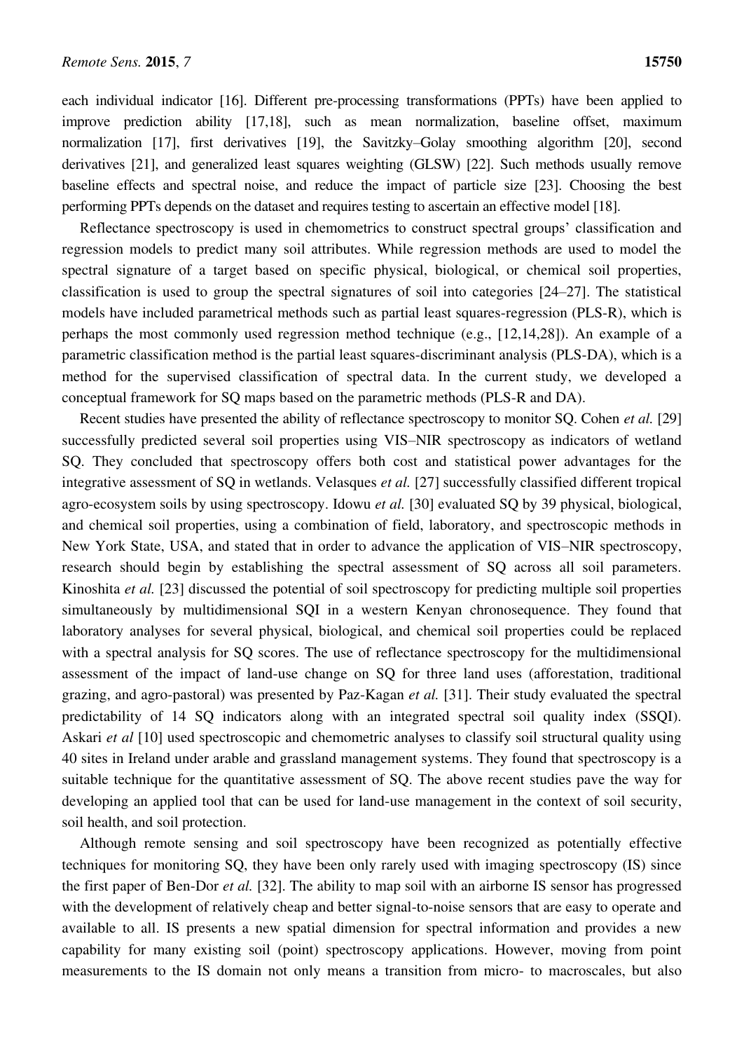each individual indicator [16]. Different pre-processing transformations (PPTs) have been applied to improve prediction ability [17,18], such as mean normalization, baseline offset, maximum normalization [17], first derivatives [19], the Savitzky–Golay smoothing algorithm [20], second derivatives [21], and generalized least squares weighting (GLSW) [22]. Such methods usually remove baseline effects and spectral noise, and reduce the impact of particle size [23]. Choosing the best performing PPTs depends on the dataset and requires testing to ascertain an effective model [18].

Reflectance spectroscopy is used in chemometrics to construct spectral groups' classification and regression models to predict many soil attributes. While regression methods are used to model the spectral signature of a target based on specific physical, biological, or chemical soil properties, classification is used to group the spectral signatures of soil into categories [24–27]. The statistical models have included parametrical methods such as partial least squares-regression (PLS-R), which is perhaps the most commonly used regression method technique (e.g., [12,14,28]). An example of a parametric classification method is the partial least squares-discriminant analysis (PLS-DA), which is a method for the supervised classification of spectral data. In the current study, we developed a conceptual framework for SQ maps based on the parametric methods (PLS-R and DA).

Recent studies have presented the ability of reflectance spectroscopy to monitor SQ. Cohen *et al.* [29] successfully predicted several soil properties using VIS–NIR spectroscopy as indicators of wetland SQ. They concluded that spectroscopy offers both cost and statistical power advantages for the integrative assessment of SQ in wetlands. Velasques *et al.* [27] successfully classified different tropical agro-ecosystem soils by using spectroscopy. Idowu *et al.* [30] evaluated SQ by 39 physical, biological, and chemical soil properties, using a combination of field, laboratory, and spectroscopic methods in New York State, USA, and stated that in order to advance the application of VIS–NIR spectroscopy, research should begin by establishing the spectral assessment of SQ across all soil parameters. Kinoshita *et al.* [23] discussed the potential of soil spectroscopy for predicting multiple soil properties simultaneously by multidimensional SQI in a western Kenyan chronosequence. They found that laboratory analyses for several physical, biological, and chemical soil properties could be replaced with a spectral analysis for SQ scores. The use of reflectance spectroscopy for the multidimensional assessment of the impact of land-use change on SQ for three land uses (afforestation, traditional grazing, and agro-pastoral) was presented by Paz-Kagan *et al.* [31]. Their study evaluated the spectral predictability of 14 SQ indicators along with an integrated spectral soil quality index (SSQI). Askari *et al* [10] used spectroscopic and chemometric analyses to classify soil structural quality using 40 sites in Ireland under arable and grassland management systems. They found that spectroscopy is a suitable technique for the quantitative assessment of SQ. The above recent studies pave the way for developing an applied tool that can be used for land-use management in the context of soil security, soil health, and soil protection.

Although remote sensing and soil spectroscopy have been recognized as potentially effective techniques for monitoring SQ, they have been only rarely used with imaging spectroscopy (IS) since the first paper of Ben-Dor *et al.* [32]. The ability to map soil with an airborne IS sensor has progressed with the development of relatively cheap and better signal-to-noise sensors that are easy to operate and available to all. IS presents a new spatial dimension for spectral information and provides a new capability for many existing soil (point) spectroscopy applications. However, moving from point measurements to the IS domain not only means a transition from micro- to macroscales, but also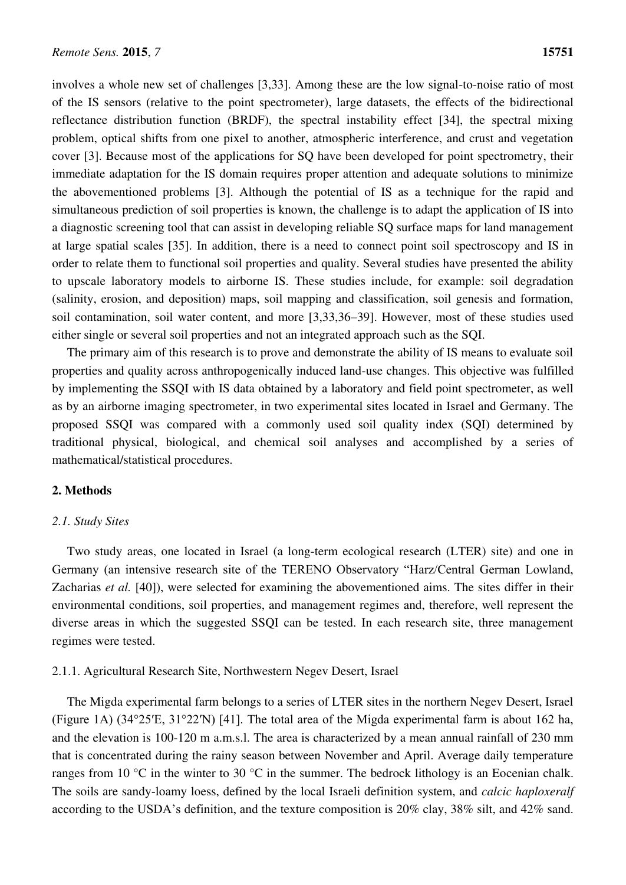involves a whole new set of challenges [3,33]. Among these are the low signal-to-noise ratio of most of the IS sensors (relative to the point spectrometer), large datasets, the effects of the bidirectional reflectance distribution function (BRDF), the spectral instability effect [34], the spectral mixing problem, optical shifts from one pixel to another, atmospheric interference, and crust and vegetation cover [3]. Because most of the applications for SQ have been developed for point spectrometry, their immediate adaptation for the IS domain requires proper attention and adequate solutions to minimize the abovementioned problems [3]. Although the potential of IS as a technique for the rapid and simultaneous prediction of soil properties is known, the challenge is to adapt the application of IS into a diagnostic screening tool that can assist in developing reliable SQ surface maps for land management at large spatial scales [35]. In addition, there is a need to connect point soil spectroscopy and IS in order to relate them to functional soil properties and quality. Several studies have presented the ability to upscale laboratory models to airborne IS. These studies include, for example: soil degradation (salinity, erosion, and deposition) maps, soil mapping and classification, soil genesis and formation, soil contamination, soil water content, and more [3,33,36–39]. However, most of these studies used either single or several soil properties and not an integrated approach such as the SQI.

The primary aim of this research is to prove and demonstrate the ability of IS means to evaluate soil properties and quality across anthropogenically induced land-use changes. This objective was fulfilled by implementing the SSQI with IS data obtained by a laboratory and field point spectrometer, as well as by an airborne imaging spectrometer, in two experimental sites located in Israel and Germany. The proposed SSQI was compared with a commonly used soil quality index (SQI) determined by traditional physical, biological, and chemical soil analyses and accomplished by a series of mathematical/statistical procedures.

## 2. Methods

### 2.1. Study Sites

Two study areas, one located in Israel (a long-term ecological research (LTER) site) and one in Germany (an intensive research site of the TERENO Observatory "Harz/Central German Lowland, Zacharias *et al.* [40]), were selected for examining the abovementioned aims. The sites differ in their environmental conditions, soil properties, and management regimes and, therefore, well represent the diverse areas in which the suggested SSQI can be tested. In each research site, three management regimes were tested.

#### 2.1.1. Agricultural Research Site, Northwestern Negev Desert, Israel

The Migda experimental farm belongs to a series of LTER sites in the northern Negev Desert, Israel (Figure 1A) (34°25′E, 31°22′N) [41]. The total area of the Migda experimental farm is about 162 ha, and the elevation is 100-120 m a.m.s.l. The area is characterized by a mean annual rainfall of 230 mm that is concentrated during the rainy season between November and April. Average daily temperature ranges from 10 °C in the winter to 30 °C in the summer. The bedrock lithology is an Eocenian chalk. The soils are sandy-loamy loess, defined by the local Israeli definition system, and *calcic haploxeralf* according to the USDA's definition, and the texture composition is 20% clay, 38% silt, and 42% sand.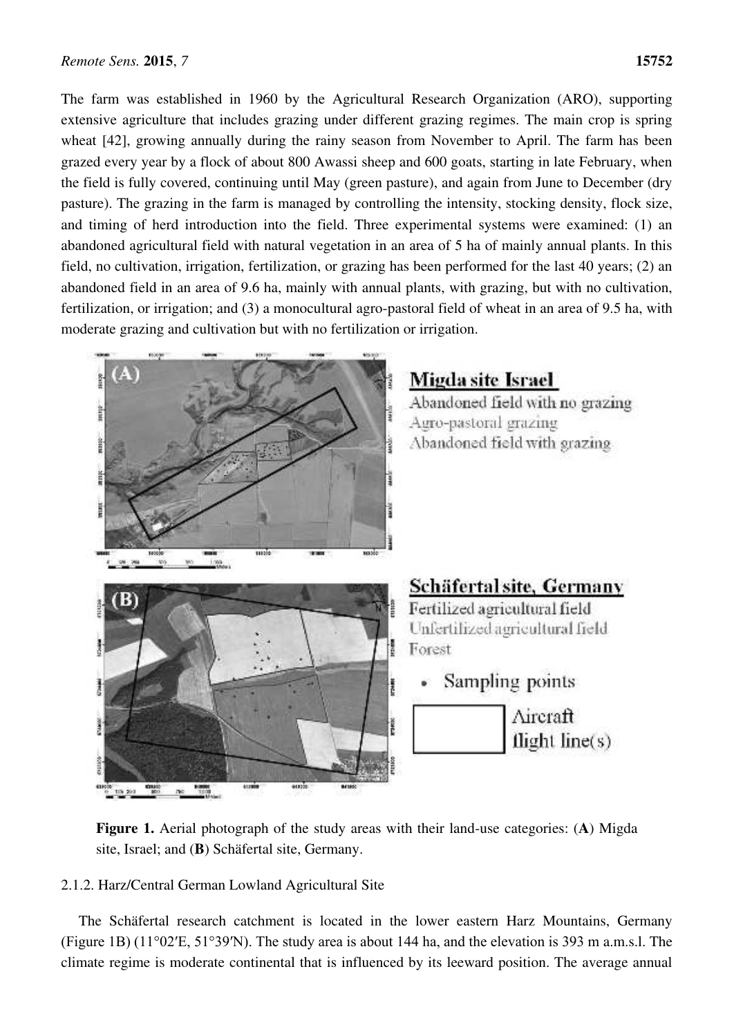The farm was established in 1960 by the Agricultural Research Organization (ARO), supporting extensive agriculture that includes grazing under different grazing regimes. The main crop is spring wheat [42], growing annually during the rainy season from November to April. The farm has been grazed every year by a flock of about 800 Awassi sheep and 600 goats, starting in late February, when the field is fully covered, continuing until May (green pasture), and again from June to December (dry pasture). The grazing in the farm is managed by controlling the intensity, stocking density, flock size, and timing of herd introduction into the field. Three experimental systems were examined: (1) an abandoned agricultural field with natural vegetation in an area of 5 ha of mainly annual plants. In this field, no cultivation, irrigation, fertilization, or grazing has been performed for the last 40 years; (2) an abandoned field in an area of 9.6 ha, mainly with annual plants, with grazing, but with no cultivation, fertilization, or irrigation; and (3) a monocultural agro-pastoral field of wheat in an area of 9.5 ha, with moderate grazing and cultivation but with no fertilization or irrigation.

**Figure 1.** Aerial photograph of the study areas with their land-use categories: (**A**) Migda site, Israel; and (**B**) Schäfertal site, Germany.

### 2.1.2. Harz/Central German Lowland Agricultural Site

The Schäfertal research catchment is located in the lower eastern Harz Mountains, Germany (Figure 1B) (11°02′E, 51°39′N). The study area is about 144 ha, and the elevation is 393 m a.m.s.l. The climate regime is moderate continental that is influenced by its leeward position. The average annual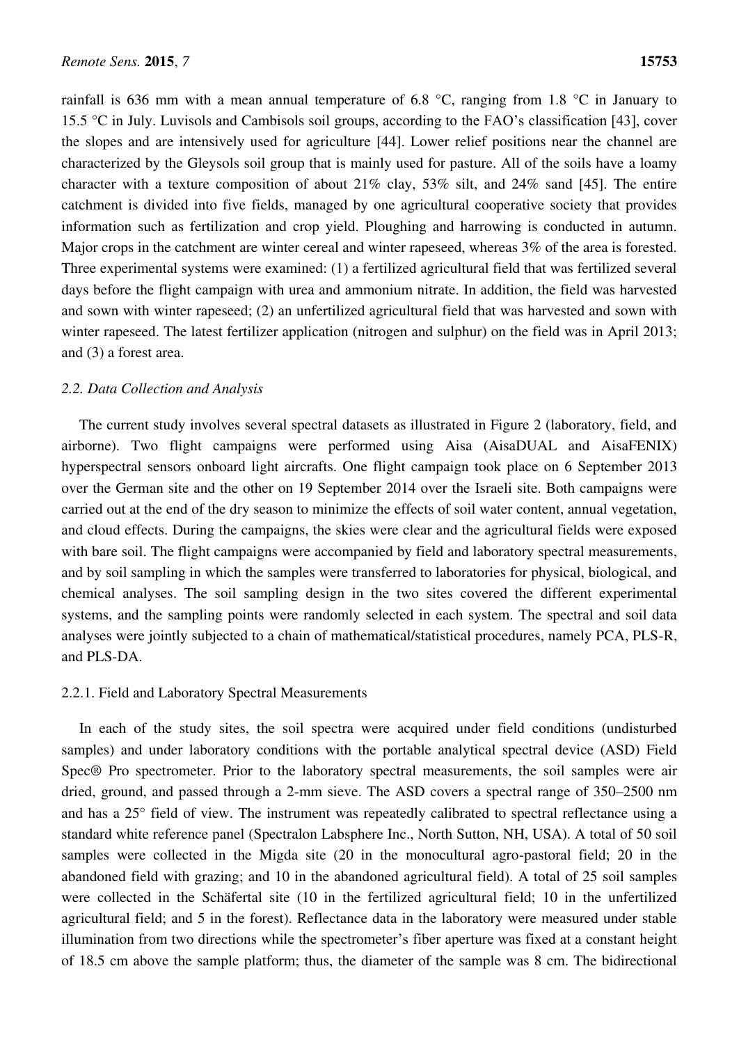rainfall is 636 mm with a mean annual temperature of 6.8 °C, ranging from 1.8 °C in January to 15.5 °C in July. Luvisols and Cambisols soil groups, according to the FAO's classification [43], cover the slopes and are intensively used for agriculture [44]. Lower relief positions near the channel are characterized by the Gleysols soil group that is mainly used for pasture. All of the soils have a loamy character with a texture composition of about 21% clay, 53% silt, and 24% sand [45]. The entire catchment is divided into five fields, managed by one agricultural cooperative society that provides information such as fertilization and crop yield. Ploughing and harrowing is conducted in autumn. Major crops in the catchment are winter cereal and winter rapeseed, whereas 3% of the area is forested. Three experimental systems were examined: (1) a fertilized agricultural field that was fertilized several days before the flight campaign with urea and ammonium nitrate. In addition, the field was harvested and sown with winter rapeseed; (2) an unfertilized agricultural field that was harvested and sown with winter rapeseed. The latest fertilizer application (nitrogen and sulphur) on the field was in April 2013; and (3) a forest area.

### *2.2. Data Collection and Analysis*

The current study involves several spectral datasets as illustrated in Figure 2 (laboratory, field, and airborne). Two flight campaigns were performed using Aisa (AisaDUAL and AisaFENIX) hyperspectral sensors onboard light aircrafts. One flight campaign took place on 6 September 2013 over the German site and the other on 19 September 2014 over the Israeli site. Both campaigns were carried out at the end of the dry season to minimize the effects of soil water content, annual vegetation, and cloud effects. During the campaigns, the skies were clear and the agricultural fields were exposed with bare soil. The flight campaigns were accompanied by field and laboratory spectral measurements, and by soil sampling in which the samples were transferred to laboratories for physical, biological, and chemical analyses. The soil sampling design in the two sites covered the different experimental systems, and the sampling points were randomly selected in each system. The spectral and soil data analyses were jointly subjected to a chain of mathematical/statistical procedures, namely PCA, PLS-R, and PLS-DA.

#### 2.2.1. Field and Laboratory Spectral Measurements

In each of the study sites, the soil spectra were acquired under field conditions (undisturbed samples) and under laboratory conditions with the portable analytical spectral device (ASD) Field Spec® Pro spectrometer. Prior to the laboratory spectral measurements, the soil samples were air dried, ground, and passed through a 2-mm sieve. The ASD covers a spectral range of 350–2500 nm and has a 25° field of view. The instrument was repeatedly calibrated to spectral reflectance using a standard white reference panel (Spectralon Labsphere Inc., North Sutton, NH, USA). A total of 50 soil samples were collected in the Migda site (20 in the monocultural agro-pastoral field; 20 in the abandoned field with grazing; and 10 in the abandoned agricultural field). A total of 25 soil samples were collected in the Schäfertal site (10 in the fertilized agricultural field; 10 in the unfertilized agricultural field; and 5 in the forest). Reflectance data in the laboratory were measured under stable illumination from two directions while the spectrometer's fiber aperture was fixed at a constant height of 18.5 cm above the sample platform; thus, the diameter of the sample was 8 cm. The bidirectional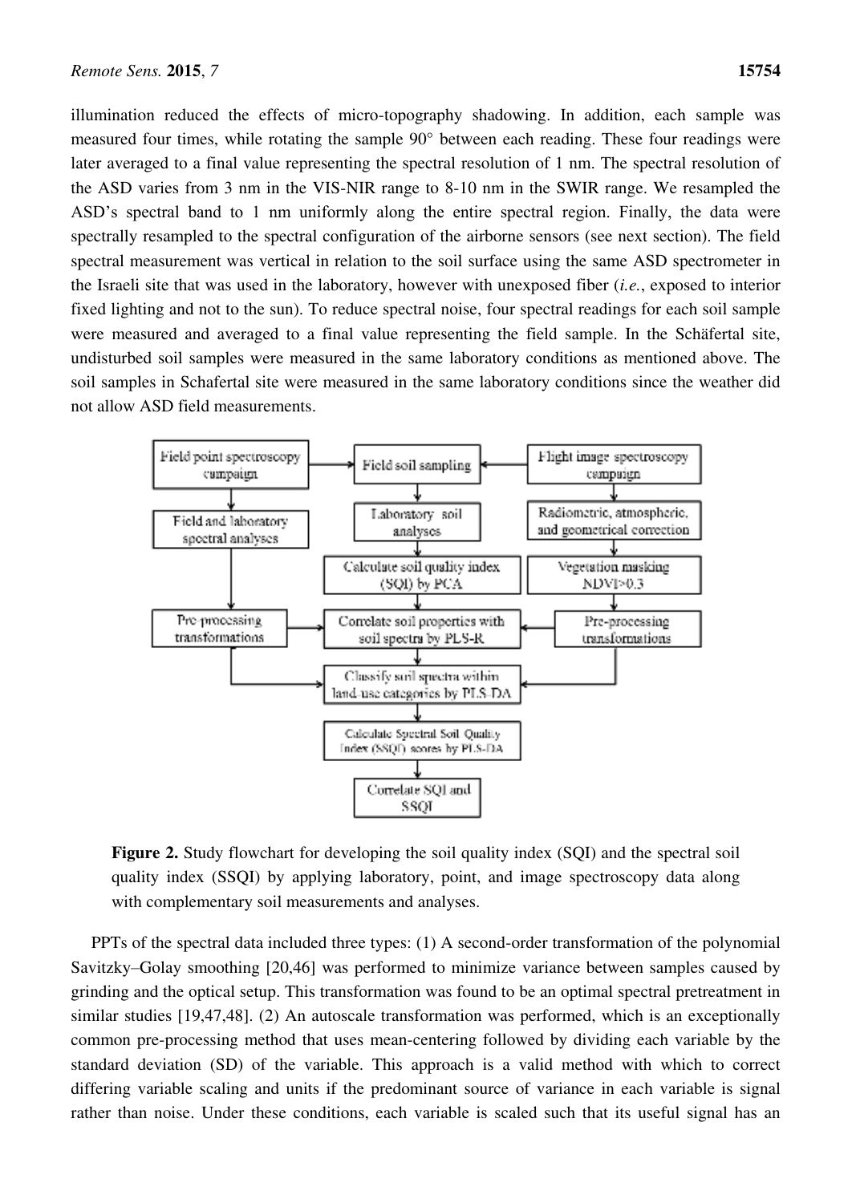illumination reduced the effects of micro-topography shadowing. In addition, each sample was measured four times, while rotating the sample 90° between each reading. These four readings were later averaged to a final value representing the spectral resolution of 1 nm. The spectral resolution of the ASD varies from 3 nm in the VIS-NIR range to 8-10 nm in the SWIR range. We resampled the ASD's spectral band to 1 nm uniformly along the entire spectral region. Finally, the data were spectrally resampled to the spectral configuration of the airborne sensors (see next section). The field spectral measurement was vertical in relation to the soil surface using the same ASD spectrometer in the Israeli site that was used in the laboratory, however with unexposed fiber (*i.e.*, exposed to interior fixed lighting and not to the sun). To reduce spectral noise, four spectral readings for each soil sample were measured and averaged to a final value representing the field sample. In the Schäfertal site, undisturbed soil samples were measured in the same laboratory conditions as mentioned above. The soil samples in Schafertal site were measured in the same laboratory conditions since the weather did not allow ASD field measurements.

```
Field point spectroscopy campaign -> Field soil sampling <- Flight image spectroscopy campaign
Field point spectroscopy campaign -> Field and laboratory spectral analyses -> Pre-processing transformations
Field soil sampling -> Laboratory soil analyses -> Calculate soil quality index (SQI) by PCA
Flight image spectroscopy campaign -> Radiometric, atmospheric, and geometrical correction -> Vegetation masking NDVI>0.3 -> Pre-processing transformations
Pre-processing transformations (both) -> Correlate soil properties with soil spectra by PLS-R
Calculate soil quality index (SQI) by PCA -> Correlate soil properties with soil spectra by PLS-R
-> Classify soil spectra within land-use categories by PLS-DA
-> Calculate Spectral Soil Quality Index (SSQI) scores by PLS-DA
-> Correlate SQI and SSQI
```

**Figure 2.** Study flowchart for developing the soil quality index (SQI) and the spectral soil quality index (SSQI) by applying laboratory, point, and image spectroscopy data along with complementary soil measurements and analyses.

PPTs of the spectral data included three types: (1) A second-order transformation of the polynomial Savitzky–Golay smoothing [20,46] was performed to minimize variance between samples caused by grinding and the optical setup. This transformation was found to be an optimal spectral pretreatment in similar studies [19,47,48]. (2) An autoscale transformation was performed, which is an exceptionally common pre-processing method that uses mean-centering followed by dividing each variable by the standard deviation (SD) of the variable. This approach is a valid method with which to correct differing variable scaling and units if the predominant source of variance in each variable is signal rather than noise. Under these conditions, each variable is scaled such that its useful signal has an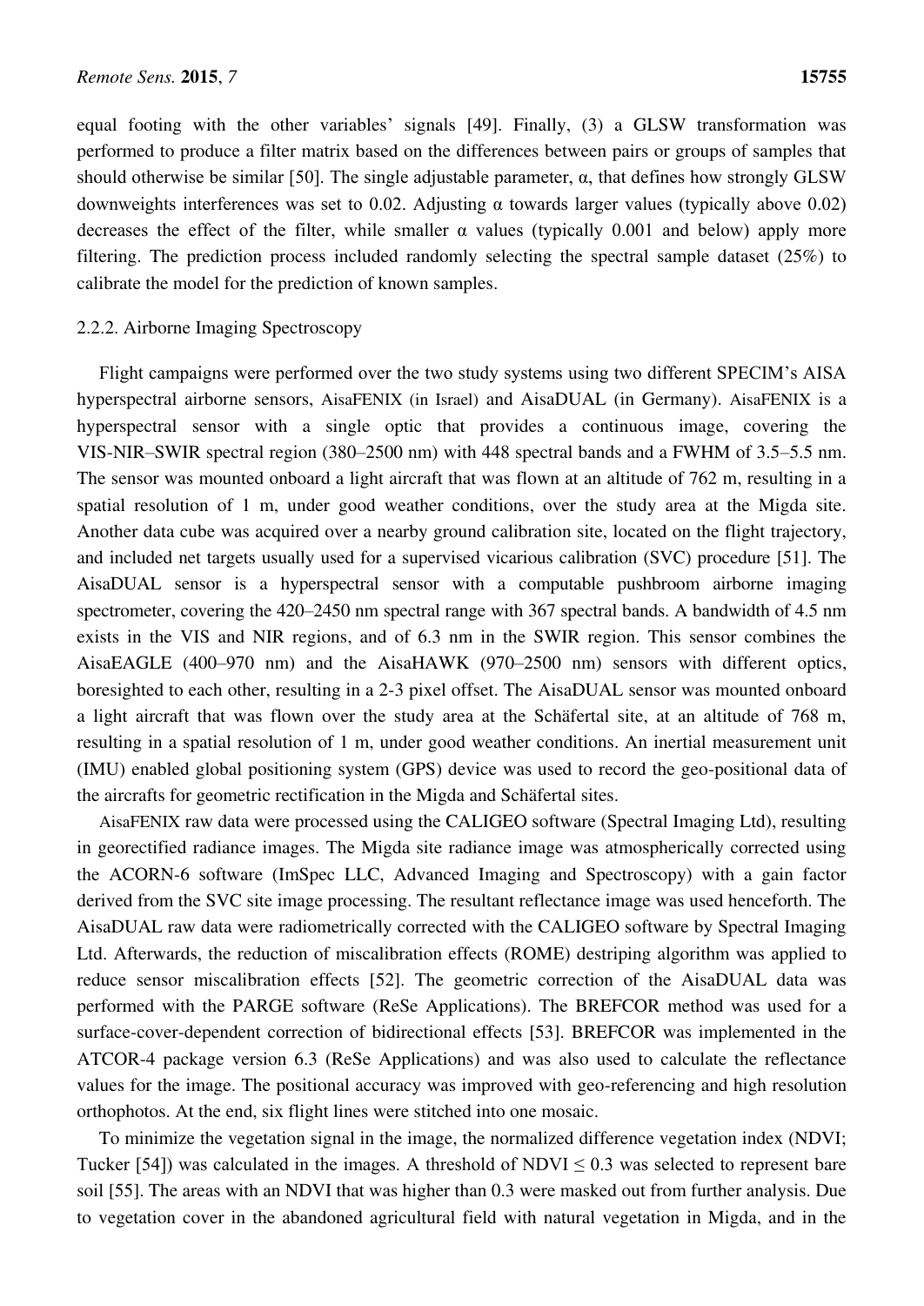equal footing with the other variables' signals [49]. Finally, (3) a GLSW transformation was performed to produce a filter matrix based on the differences between pairs or groups of samples that should otherwise be similar [50]. The single adjustable parameter, α, that defines how strongly GLSW downweights interferences was set to 0.02. Adjusting α towards larger values (typically above 0.02) decreases the effect of the filter, while smaller α values (typically 0.001 and below) apply more filtering. The prediction process included randomly selecting the spectral sample dataset (25%) to calibrate the model for the prediction of known samples.

2.2.2. Airborne Imaging Spectroscopy

Flight campaigns were performed over the two study systems using two different SPECIM's AISA hyperspectral airborne sensors, AisaFENIX (in Israel) and AisaDUAL (in Germany). AisaFENIX is a hyperspectral sensor with a single optic that provides a continuous image, covering the VIS-NIR–SWIR spectral region (380–2500 nm) with 448 spectral bands and a FWHM of 3.5–5.5 nm. The sensor was mounted onboard a light aircraft that was flown at an altitude of 762 m, resulting in a spatial resolution of 1 m, under good weather conditions, over the study area at the Migda site. Another data cube was acquired over a nearby ground calibration site, located on the flight trajectory, and included net targets usually used for a supervised vicarious calibration (SVC) procedure [51]. The AisaDUAL sensor is a hyperspectral sensor with a computable pushbroom airborne imaging spectrometer, covering the 420–2450 nm spectral range with 367 spectral bands. A bandwidth of 4.5 nm exists in the VIS and NIR regions, and of 6.3 nm in the SWIR region. This sensor combines the AisaEAGLE (400–970 nm) and the AisaHAWK (970–2500 nm) sensors with different optics, boresighted to each other, resulting in a 2-3 pixel offset. The AisaDUAL sensor was mounted onboard a light aircraft that was flown over the study area at the Schäfertal site, at an altitude of 768 m, resulting in a spatial resolution of 1 m, under good weather conditions. An inertial measurement unit (IMU) enabled global positioning system (GPS) device was used to record the geo-positional data of the aircrafts for geometric rectification in the Migda and Schäfertal sites.

AisaFENIX raw data were processed using the CALIGEO software (Spectral Imaging Ltd), resulting in georectified radiance images. The Migda site radiance image was atmospherically corrected using the ACORN-6 software (ImSpec LLC, Advanced Imaging and Spectroscopy) with a gain factor derived from the SVC site image processing. The resultant reflectance image was used henceforth. The AisaDUAL raw data were radiometrically corrected with the CALIGEO software by Spectral Imaging Ltd. Afterwards, the reduction of miscalibration effects (ROME) destriping algorithm was applied to reduce sensor miscalibration effects [52]. The geometric correction of the AisaDUAL data was performed with the PARGE software (ReSe Applications). The BREFCOR method was used for a surface-cover-dependent correction of bidirectional effects [53]. BREFCOR was implemented in the ATCOR-4 package version 6.3 (ReSe Applications) and was also used to calculate the reflectance values for the image. The positional accuracy was improved with geo-referencing and high resolution orthophotos. At the end, six flight lines were stitched into one mosaic.

To minimize the vegetation signal in the image, the normalized difference vegetation index (NDVI; Tucker [54]) was calculated in the images. A threshold of NDVI ≤ 0.3 was selected to represent bare soil [55]. The areas with an NDVI that was higher than 0.3 were masked out from further analysis. Due to vegetation cover in the abandoned agricultural field with natural vegetation in Migda, and in the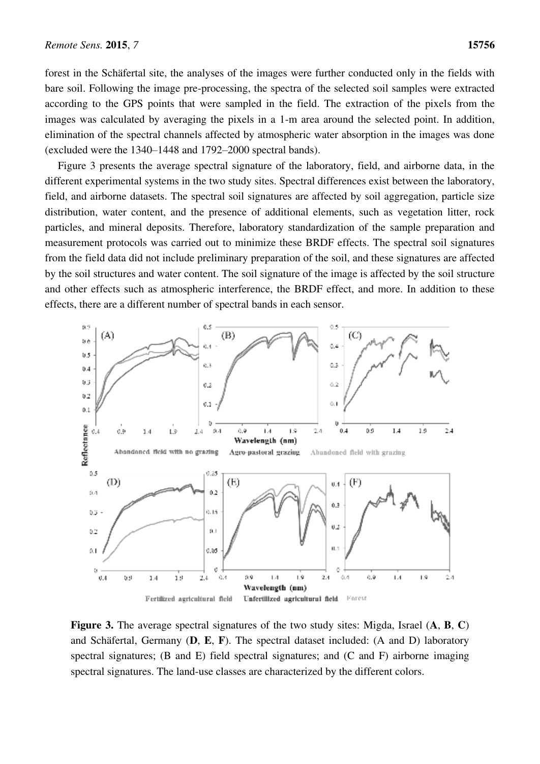forest in the Schäfertal site, the analyses of the images were further conducted only in the fields with bare soil. Following the image pre-processing, the spectra of the selected soil samples were extracted according to the GPS points that were sampled in the field. The extraction of the pixels from the images was calculated by averaging the pixels in a 1-m area around the selected point. In addition, elimination of the spectral channels affected by atmospheric water absorption in the images was done (excluded were the 1340–1448 and 1792–2000 spectral bands).

Figure 3 presents the average spectral signature of the laboratory, field, and airborne data, in the different experimental systems in the two study sites. Spectral differences exist between the laboratory, field, and airborne datasets. The spectral soil signatures are affected by soil aggregation, particle size distribution, water content, and the presence of additional elements, such as vegetation litter, rock particles, and mineral deposits. Therefore, laboratory standardization of the sample preparation and measurement protocols was carried out to minimize these BRDF effects. The spectral soil signatures from the field data did not include preliminary preparation of the soil, and these signatures are affected by the soil structures and water content. The soil signature of the image is affected by the soil structure and other effects such as atmospheric interference, the BRDF effect, and more. In addition to these effects, there are a different number of spectral bands in each sensor.

**Figure 3.** The average spectral signatures of the two study sites: Migda, Israel (**A**, **B**, **C**) and Schäfertal, Germany (**D**, **E**, **F**). The spectral dataset included: (A and D) laboratory spectral signatures; (B and E) field spectral signatures; and (C and F) airborne imaging spectral signatures. The land-use classes are characterized by the different colors.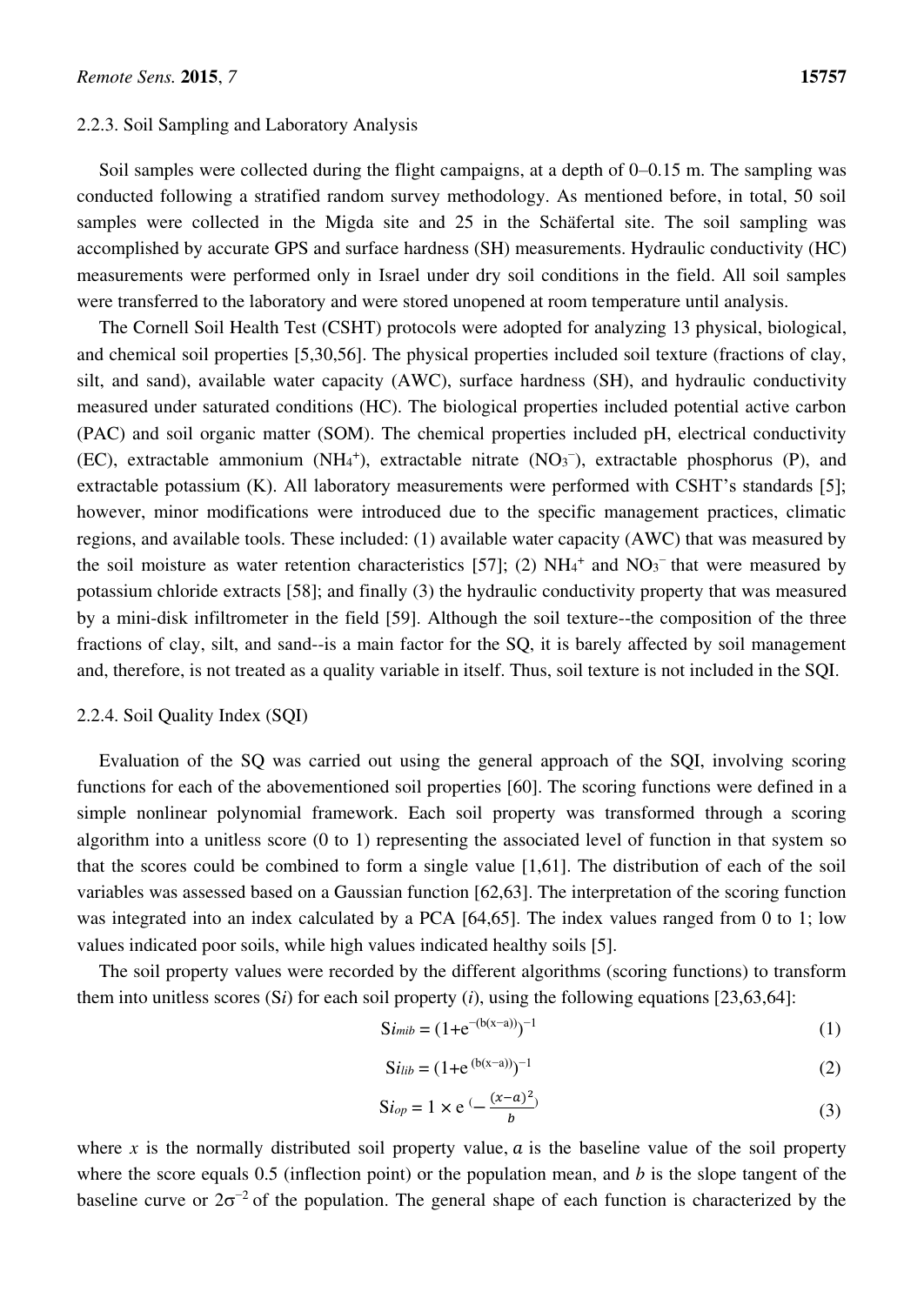### 2.2.3. Soil Sampling and Laboratory Analysis

Soil samples were collected during the flight campaigns, at a depth of 0–0.15 m. The sampling was conducted following a stratified random survey methodology. As mentioned before, in total, 50 soil samples were collected in the Migda site and 25 in the Schäfertal site. The soil sampling was accomplished by accurate GPS and surface hardness (SH) measurements. Hydraulic conductivity (HC) measurements were performed only in Israel under dry soil conditions in the field. All soil samples were transferred to the laboratory and were stored unopened at room temperature until analysis.

The Cornell Soil Health Test (CSHT) protocols were adopted for analyzing 13 physical, biological, and chemical soil properties [5,30,56]. The physical properties included soil texture (fractions of clay, silt, and sand), available water capacity (AWC), surface hardness (SH), and hydraulic conductivity measured under saturated conditions (HC). The biological properties included potential active carbon (PAC) and soil organic matter (SOM). The chemical properties included pH, electrical conductivity (EC), extractable ammonium ($NH_4^+$), extractable nitrate ($NO_3^-$), extractable phosphorus (P), and extractable potassium (K). All laboratory measurements were performed with CSHT's standards [5]; however, minor modifications were introduced due to the specific management practices, climatic regions, and available tools. These included: (1) available water capacity (AWC) that was measured by the soil moisture as water retention characteristics [57]; (2) $NH_4^+$ and $NO_3^-$ that were measured by potassium chloride extracts [58]; and finally (3) the hydraulic conductivity property that was measured by a mini-disk infiltrometer in the field [59]. Although the soil texture--the composition of the three fractions of clay, silt, and sand--is a main factor for the SQ, it is barely affected by soil management and, therefore, is not treated as a quality variable in itself. Thus, soil texture is not included in the SQI.

### 2.2.4. Soil Quality Index (SQI)

Evaluation of the SQ was carried out using the general approach of the SQI, involving scoring functions for each of the abovementioned soil properties [60]. The scoring functions were defined in a simple nonlinear polynomial framework. Each soil property was transformed through a scoring algorithm into a unitless score (0 to 1) representing the associated level of function in that system so that the scores could be combined to form a single value [1,61]. The distribution of each of the soil variables was assessed based on a Gaussian function [62,63]. The interpretation of the scoring function was integrated into an index calculated by a PCA [64,65]. The index values ranged from 0 to 1; low values indicated poor soils, while high values indicated healthy soils [5].

The soil property values were recorded by the different algorithms (scoring functions) to transform them into unitless scores ($Si$) for each soil property ($i$), using the following equations [23,63,64]:

$$Si_{mib} = (1+e^{-(b(x-a))})^{-1} \quad (1)$$

$$Si_{lib} = (1+e^{(b(x-a))})^{-1} \quad (2)$$

$$Si_{op} = 1 \times e^{(-\frac{(x-a)^2}{b})} \quad (3)$$

where $x$ is the normally distributed soil property value, $a$ is the baseline value of the soil property where the score equals 0.5 (inflection point) or the population mean, and $b$ is the slope tangent of the baseline curve or $2\sigma^{-2}$ of the population. The general shape of each function is characterized by the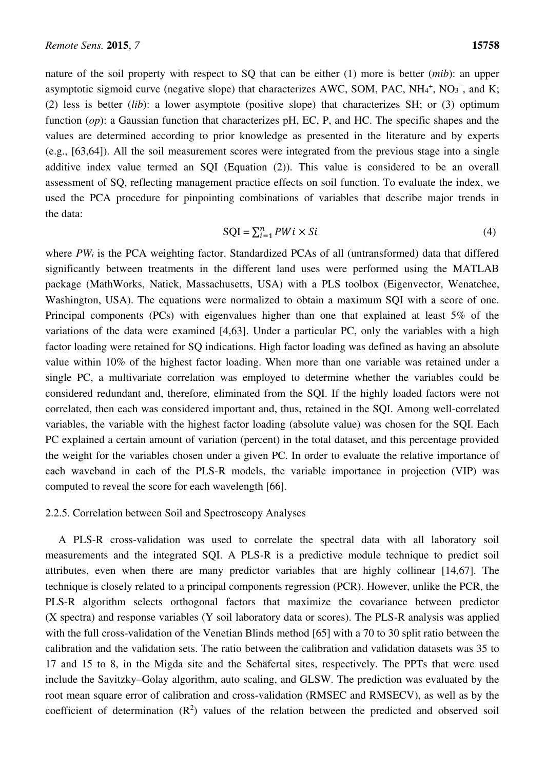nature of the soil property with respect to SQ that can be either (1) more is better (*mib*): an upper asymptotic sigmoid curve (negative slope) that characterizes AWC, SOM, PAC, $NH_4^+$, $NO_3^-$, and K; (2) less is better (*lib*): a lower asymptote (positive slope) that characterizes SH; or (3) optimum function (*op*): a Gaussian function that characterizes pH, EC, P, and HC. The specific shapes and the values are determined according to prior knowledge as presented in the literature and by experts (e.g., [63,64]). All the soil measurement scores were integrated from the previous stage into a single additive index value termed an SQI (Equation (2)). This value is considered to be an overall assessment of SQ, reflecting management practice effects on soil function. To evaluate the index, we used the PCA procedure for pinpointing combinations of variables that describe major trends in the data:

$$\text{SQI} = \sum_{i=1}^{n} PWi \times Si \tag{4}$$

where $PW_i$ is the PCA weighting factor. Standardized PCAs of all (untransformed) data that differed significantly between treatments in the different land uses were performed using the MATLAB package (MathWorks, Natick, Massachusetts, USA) with a PLS toolbox (Eigenvector, Wenatchee, Washington, USA). The equations were normalized to obtain a maximum SQI with a score of one. Principal components (PCs) with eigenvalues higher than one that explained at least 5% of the variations of the data were examined [4,63]. Under a particular PC, only the variables with a high factor loading were retained for SQ indications. High factor loading was defined as having an absolute value within 10% of the highest factor loading. When more than one variable was retained under a single PC, a multivariate correlation was employed to determine whether the variables could be considered redundant and, therefore, eliminated from the SQI. If the highly loaded factors were not correlated, then each was considered important and, thus, retained in the SQI. Among well-correlated variables, the variable with the highest factor loading (absolute value) was chosen for the SQI. Each PC explained a certain amount of variation (percent) in the total dataset, and this percentage provided the weight for the variables chosen under a given PC. In order to evaluate the relative importance of each waveband in each of the PLS-R models, the variable importance in projection (VIP) was computed to reveal the score for each wavelength [66].

#### 2.2.5. Correlation between Soil and Spectroscopy Analyses

A PLS-R cross-validation was used to correlate the spectral data with all laboratory soil measurements and the integrated SQI. A PLS-R is a predictive module technique to predict soil attributes, even when there are many predictor variables that are highly collinear [14,67]. The technique is closely related to a principal components regression (PCR). However, unlike the PCR, the PLS-R algorithm selects orthogonal factors that maximize the covariance between predictor (X spectra) and response variables (Y soil laboratory data or scores). The PLS-R analysis was applied with the full cross-validation of the Venetian Blinds method [65] with a 70 to 30 split ratio between the calibration and the validation sets. The ratio between the calibration and validation datasets was 35 to 17 and 15 to 8, in the Migda site and the Schäfertal sites, respectively. The PPTs that were used include the Savitzky–Golay algorithm, auto scaling, and GLSW. The prediction was evaluated by the root mean square error of calibration and cross-validation (RMSEC and RMSECV), as well as by the coefficient of determination ($R^2$) values of the relation between the predicted and observed soil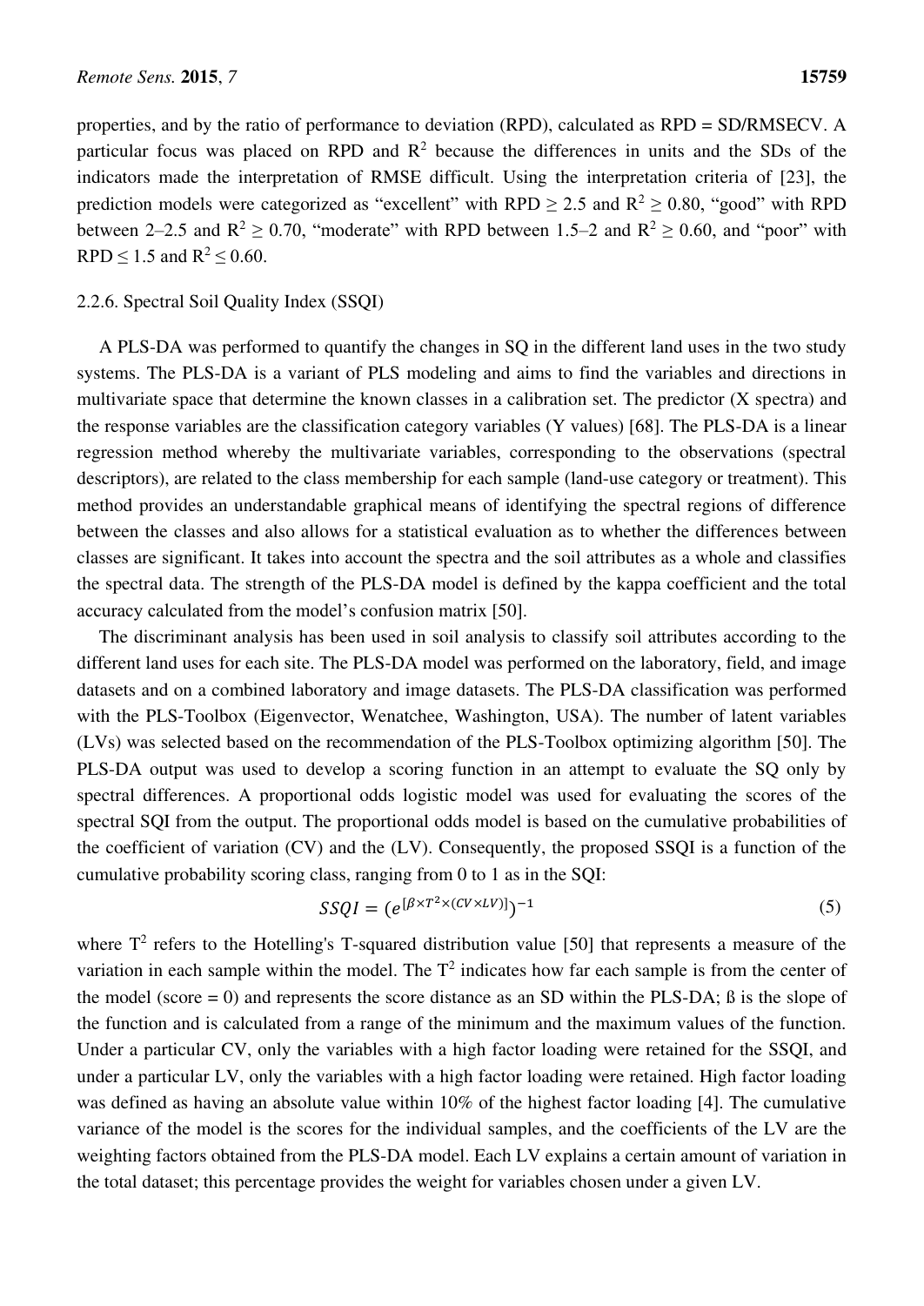properties, and by the ratio of performance to deviation (RPD), calculated as RPD = SD/RMSECV. A particular focus was placed on RPD and $R^2$ because the differences in units and the SDs of the indicators made the interpretation of RMSE difficult. Using the interpretation criteria of [23], the prediction models were categorized as "excellent" with RPD ≥ 2.5 and $R^2 \geq 0.80$, "good" with RPD between 2–2.5 and $R^2 \geq 0.70$, "moderate" with RPD between 1.5–2 and $R^2 \geq 0.60$, and "poor" with RPD ≤ 1.5 and $R^2 \leq 0.60$.

### 2.2.6. Spectral Soil Quality Index (SSQI)

A PLS-DA was performed to quantify the changes in SQ in the different land uses in the two study systems. The PLS-DA is a variant of PLS modeling and aims to find the variables and directions in multivariate space that determine the known classes in a calibration set. The predictor (X spectra) and the response variables are the classification category variables (Y values) [68]. The PLS-DA is a linear regression method whereby the multivariate variables, corresponding to the observations (spectral descriptors), are related to the class membership for each sample (land-use category or treatment). This method provides an understandable graphical means of identifying the spectral regions of difference between the classes and also allows for a statistical evaluation as to whether the differences between classes are significant. It takes into account the spectra and the soil attributes as a whole and classifies the spectral data. The strength of the PLS-DA model is defined by the kappa coefficient and the total accuracy calculated from the model's confusion matrix [50].

The discriminant analysis has been used in soil analysis to classify soil attributes according to the different land uses for each site. The PLS-DA model was performed on the laboratory, field, and image datasets and on a combined laboratory and image datasets. The PLS-DA classification was performed with the PLS-Toolbox (Eigenvector, Wenatchee, Washington, USA). The number of latent variables (LVs) was selected based on the recommendation of the PLS-Toolbox optimizing algorithm [50]. The PLS-DA output was used to develop a scoring function in an attempt to evaluate the SQ only by spectral differences. A proportional odds logistic model was used for evaluating the scores of the spectral SQI from the output. The proportional odds model is based on the cumulative probabilities of the coefficient of variation (CV) and the (LV). Consequently, the proposed SSQI is a function of the cumulative probability scoring class, ranging from 0 to 1 as in the SQI:

$$SSQI = (e^{[\beta \times T^2 \times (CV \times LV)]})^{-1} \tag{5}$$

where $T^2$ refers to the Hotelling's T-squared distribution value [50] that represents a measure of the variation in each sample within the model. The $T^2$ indicates how far each sample is from the center of the model (score = 0) and represents the score distance as an SD within the PLS-DA; ß is the slope of the function and is calculated from a range of the minimum and the maximum values of the function. Under a particular CV, only the variables with a high factor loading were retained for the SSQI, and under a particular LV, only the variables with a high factor loading were retained. High factor loading was defined as having an absolute value within 10% of the highest factor loading [4]. The cumulative variance of the model is the scores for the individual samples, and the coefficients of the LV are the weighting factors obtained from the PLS-DA model. Each LV explains a certain amount of variation in the total dataset; this percentage provides the weight for variables chosen under a given LV.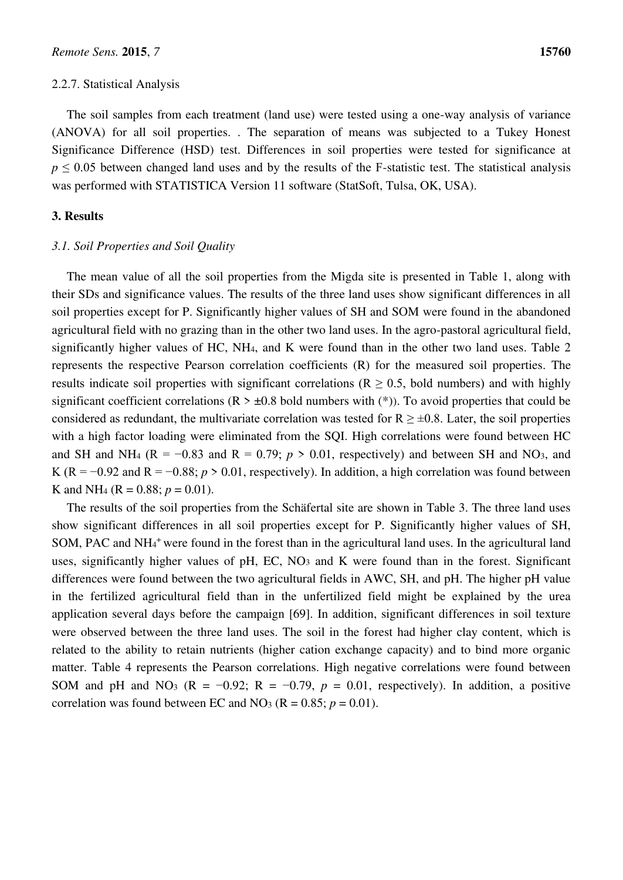2.2.7. Statistical Analysis

The soil samples from each treatment (land use) were tested using a one-way analysis of variance (ANOVA) for all soil properties. . The separation of means was subjected to a Tukey Honest Significance Difference (HSD) test. Differences in soil properties were tested for significance at $p \leq 0.05$ between changed land uses and by the results of the F-statistic test. The statistical analysis was performed with STATISTICA Version 11 software (StatSoft, Tulsa, OK, USA).

## 3. Results

### *3.1. Soil Properties and Soil Quality*

The mean value of all the soil properties from the Migda site is presented in Table 1, along with their SDs and significance values. The results of the three land uses show significant differences in all soil properties except for P. Significantly higher values of SH and SOM were found in the abandoned agricultural field with no grazing than in the other two land uses. In the agro-pastoral agricultural field, significantly higher values of HC, $NH_4$, and K were found than in the other two land uses. Table 2 represents the respective Pearson correlation coefficients (R) for the measured soil properties. The results indicate soil properties with significant correlations ($R \geq 0.5$, bold numbers) and with highly significant coefficient correlations ($R > \pm 0.8$ bold numbers with (*)). To avoid properties that could be considered as redundant, the multivariate correlation was tested for $R \geq \pm 0.8$. Later, the soil properties with a high factor loading were eliminated from the SQI. High correlations were found between HC and SH and $NH_4$ ($R = -0.83$ and $R = 0.79$; $p > 0.01$, respectively) and between SH and $NO_3$, and K ($R = -0.92$ and $R = -0.88$; $p > 0.01$, respectively). In addition, a high correlation was found between K and $NH_4$ ($R = 0.88$; $p = 0.01$).

The results of the soil properties from the Schäfertal site are shown in Table 3. The three land uses show significant differences in all soil properties except for P. Significantly higher values of SH, SOM, PAC and $NH_4^+$ were found in the forest than in the agricultural land uses. In the agricultural land uses, significantly higher values of pH, EC, $NO_3$ and K were found than in the forest. Significant differences were found between the two agricultural fields in AWC, SH, and pH. The higher pH value in the fertilized agricultural field than in the unfertilized field might be explained by the urea application several days before the campaign [69]. In addition, significant differences in soil texture were observed between the three land uses. The soil in the forest had higher clay content, which is related to the ability to retain nutrients (higher cation exchange capacity) and to bind more organic matter. Table 4 represents the Pearson correlations. High negative correlations were found between SOM and pH and $NO_3$ ($R = -0.92$; $R = -0.79$, $p = 0.01$, respectively). In addition, a positive correlation was found between EC and $NO_3$ ($R = 0.85$; $p = 0.01$).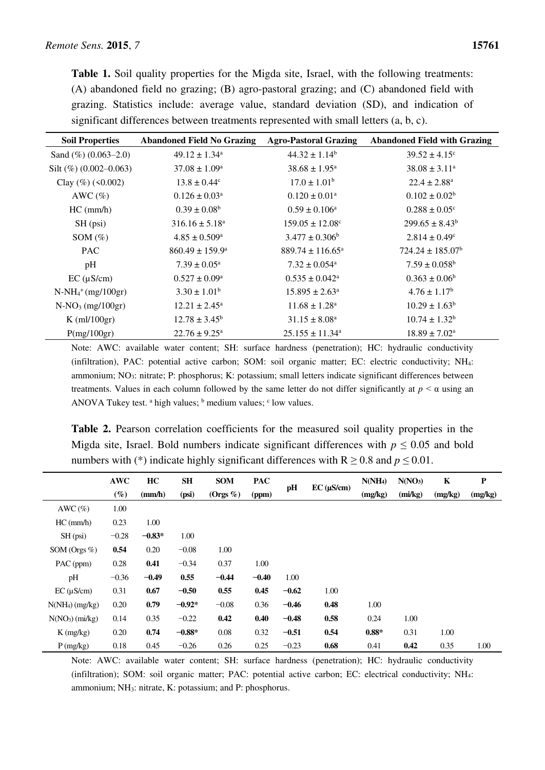**Table 1.** Soil quality properties for the Migda site, Israel, with the following treatments: (A) abandoned field no grazing; (B) agro-pastoral grazing; and (C) abandoned field with grazing. Statistics include: average value, standard deviation (SD), and indication of significant differences between treatments represented with small letters (a, b, c).

| Soil Properties | Abandoned Field No Grazing | Agro-Pastoral Grazing | Abandoned Field with Grazing |
|---|---|---|---|
| Sand (%) (0.063–2.0) | $49.12 \pm 1.34^{a}$ | $44.32 \pm 1.14^{b}$ | $39.52 \pm 4.15^{c}$ |
| Silt (%) (0.002–0.063) | $37.08 \pm 1.09^{a}$ | $38.68 \pm 1.95^{a}$ | $38.08 \pm 3.11^{a}$ |
| Clay (%) (<0.002) | $13.8 \pm 0.44^{c}$ | $17.0 \pm 1.01^{b}$ | $22.4 \pm 2.88^{a}$ |
| AWC (%) | $0.126 \pm 0.03^{a}$ | $0.120 \pm 0.01^{a}$ | $0.102 \pm 0.02^{b}$ |
| HC (mm/h) | $0.39 \pm 0.08^{b}$ | $0.59 \pm 0.106^{a}$ | $0.288 \pm 0.05^{c}$ |
| SH (psi) | $316.16 \pm 5.18^{a}$ | $159.05 \pm 12.08^{c}$ | $299.65 \pm 8.43^{b}$ |
| SOM (%) | $4.85 \pm 0.509^{a}$ | $3.477 \pm 0.306^{b}$ | $2.814 \pm 0.49^{c}$ |
| PAC | $860.49 \pm 159.9^{a}$ | $889.74 \pm 116.65^{a}$ | $724.24 \pm 185.07^{b}$ |
| pH | $7.39 \pm 0.05^{a}$ | $7.32 \pm 0.054^{a}$ | $7.59 \pm 0.058^{b}$ |
| EC (µS/cm) | $0.527 \pm 0.09^{a}$ | $0.535 \pm 0.042^{a}$ | $0.363 \pm 0.06^{b}$ |
| $N\text{-}NH_4^+$ (mg/100gr) | $3.30 \pm 1.01^{b}$ | $15.895 \pm 2.63^{a}$ | $4.76 \pm 1.17^{b}$ |
| $N\text{-}NO_3$ (mg/100gr) | $12.21 \pm 2.45^{a}$ | $11.68 \pm 1.28^{a}$ | $10.29 \pm 1.63^{b}$ |
| K (ml/100gr) | $12.78 \pm 3.45^{b}$ | $31.15 \pm 8.08^{a}$ | $10.74 \pm 1.32^{b}$ |
| P(mg/100gr) | $22.76 \pm 9.25^{a}$ | $25.155 \pm 11.34^{a}$ | $18.89 \pm 7.02^{a}$ |

Note: AWC: available water content; SH: surface hardness (penetration); HC: hydraulic conductivity (infiltration), PAC: potential active carbon; SOM: soil organic matter; EC: electric conductivity; $NH_4$: ammonium; $NO_3$: nitrate; P: phosphorus; K: potassium; small letters indicate significant differences between treatments. Values in each column followed by the same letter do not differ significantly at $p < \alpha$ using an ANOVA Tukey test. [a] high values; [b] medium values; [c] low values.

**Table 2.** Pearson correlation coefficients for the measured soil quality properties in the Migda site, Israel. Bold numbers indicate significant differences with $p \leq 0.05$ and bold numbers with (*) indicate highly significant differences with $R \geq 0.8$ and $p \leq 0.01$.

| | AWC (%) | HC (mm/h) | SH (psi) | SOM (Orgs %) | PAC (ppm) | pH | EC (µS/cm) | $N(NH_4)$ (mg/kg) | $N(NO_3)$ (mi/kg) | K (mg/kg) | P (mg/kg) |
|---|---|---|---|---|---|---|---|---|---|---|---|
| AWC (%) | 1.00 | | | | | | | | | | |
| HC (mm/h) | 0.23 | 1.00 | | | | | | | | | |
| SH (psi) | −0.28 | **−0.83*** | 1.00 | | | | | | | | |
| SOM (Orgs %) | **0.54** | 0.20 | −0.08 | 1.00 | | | | | | | |
| PAC (ppm) | 0.28 | **0.41** | −0.34 | 0.37 | 1.00 | | | | | | |
| pH | −0.36 | **−0.49** | **0.55** | **−0.44** | **−0.40** | 1.00 | | | | | |
| EC (µS/cm) | 0.31 | **0.67** | **−0.50** | **0.55** | **0.45** | **−0.62** | 1.00 | | | | |
| $N(NH_4)$ (mg/kg) | 0.20 | **0.79** | **−0.92*** | −0.08 | 0.36 | **−0.46** | **0.48** | 1.00 | | | |
| $N(NO_3)$ (mi/kg) | 0.14 | 0.35 | −0.22 | **0.42** | **0.40** | **−0.48** | **0.58** | 0.24 | 1.00 | | |
| K (mg/kg) | 0.20 | **0.74** | **−0.88*** | 0.08 | 0.32 | **−0.51** | **0.54** | **0.88*** | 0.31 | 1.00 | |
| P (mg/kg) | 0.18 | 0.45 | −0.26 | 0.26 | 0.25 | −0.23 | **0.68** | 0.41 | **0.42** | 0.35 | 1.00 |

Note: AWC: available water content; SH: surface hardness (penetration); HC: hydraulic conductivity (infiltration); SOM: soil organic matter; PAC: potential active carbon; EC: electrical conductivity; $NH_4$: ammonium; $NH_3$: nitrate, K: potassium; and P: phosphorus.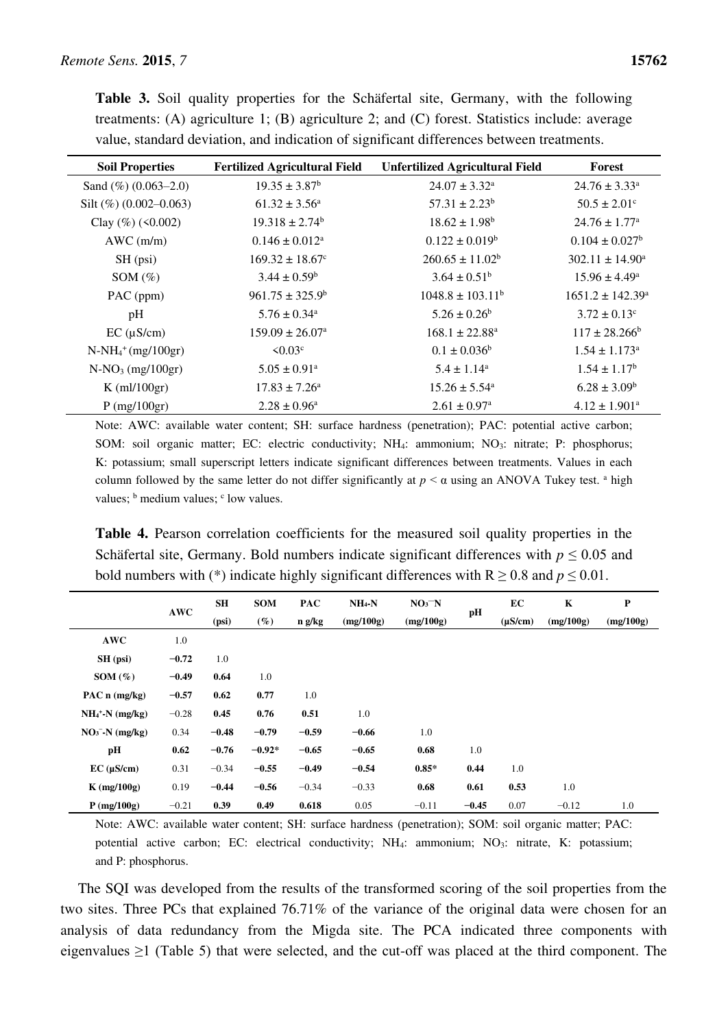**Table 3.** Soil quality properties for the Schäfertal site, Germany, with the following treatments: (A) agriculture 1; (B) agriculture 2; and (C) forest. Statistics include: average value, standard deviation, and indication of significant differences between treatments.

| Soil Properties | Fertilized Agricultural Field | Unfertilized Agricultural Field | Forest |
|---|---|---|---|
| Sand (%) (0.063–2.0) | $19.35 \pm 3.87^{b}$ | $24.07 \pm 3.32^{a}$ | $24.76 \pm 3.33^{a}$ |
| Silt (%) (0.002–0.063) | $61.32 \pm 3.56^{a}$ | $57.31 \pm 2.23^{b}$ | $50.5 \pm 2.01^{c}$ |
| Clay (%) (<0.002) | $19.318 \pm 2.74^{b}$ | $18.62 \pm 1.98^{b}$ | $24.76 \pm 1.77^{a}$ |
| AWC (m/m) | $0.146 \pm 0.012^{a}$ | $0.122 \pm 0.019^{b}$ | $0.104 \pm 0.027^{b}$ |
| SH (psi) | $169.32 \pm 18.67^{c}$ | $260.65 \pm 11.02^{b}$ | $302.11 \pm 14.90^{a}$ |
| SOM (%) | $3.44 \pm 0.59^{b}$ | $3.64 \pm 0.51^{b}$ | $15.96 \pm 4.49^{a}$ |
| PAC (ppm) | $961.75 \pm 325.9^{b}$ | $1048.8 \pm 103.11^{b}$ | $1651.2 \pm 142.39^{a}$ |
| pH | $5.76 \pm 0.34^{a}$ | $5.26 \pm 0.26^{b}$ | $3.72 \pm 0.13^{c}$ |
| EC (µS/cm) | $159.09 \pm 26.07^{a}$ | $168.1 \pm 22.88^{a}$ | $117 \pm 28.266^{b}$ |
| $N\text{-}NH_4^+$ (mg/100gr) | $<0.03^{c}$ | $0.1 \pm 0.036^{b}$ | $1.54 \pm 1.173^{a}$ |
| $N\text{-}NO_3$ (mg/100gr) | $5.05 \pm 0.91^{a}$ | $5.4 \pm 1.14^{a}$ | $1.54 \pm 1.17^{b}$ |
| K (ml/100gr) | $17.83 \pm 7.26^{a}$ | $15.26 \pm 5.54^{a}$ | $6.28 \pm 3.09^{b}$ |
| P (mg/100gr) | $2.28 \pm 0.96^{a}$ | $2.61 \pm 0.97^{a}$ | $4.12 \pm 1.901^{a}$ |

Note: AWC: available water content; SH: surface hardness (penetration); PAC: potential active carbon; SOM: soil organic matter; EC: electric conductivity; $NH_4$: ammonium; $NO_3$: nitrate; P: phosphorus; K: potassium; small superscript letters indicate significant differences between treatments. Values in each column followed by the same letter do not differ significantly at $p < \alpha$ using an ANOVA Tukey test. [a] high values; [b] medium values; [c] low values.

**Table 4.** Pearson correlation coefficients for the measured soil quality properties in the Schäfertal site, Germany. Bold numbers indicate significant differences with $p \leq 0.05$ and bold numbers with (*) indicate highly significant differences with $R \geq 0.8$ and $p \leq 0.01$.

| | AWC | SH (psi) | SOM (%) | PAC n g/kg | $NH_4$-N (mg/100g) | $NO_3^-$N (mg/100g) | pH | EC (µS/cm) | K (mg/100g) | P (mg/100g) |
|---|---|---|---|---|---|---|---|---|---|---|
| **AWC** | 1.0 | | | | | | | | | |
| **SH (psi)** | **−0.72** | 1.0 | | | | | | | | |
| **SOM (%)** | **−0.49** | **0.64** | 1.0 | | | | | | | |
| **PAC n (mg/kg)** | **−0.57** | **0.62** | **0.77** | 1.0 | | | | | | |
| **$NH_4^+$-N (mg/kg)** | −0.28 | **0.45** | **0.76** | **0.51** | 1.0 | | | | | |
| **$NO_3^-$-N (mg/kg)** | 0.34 | **−0.48** | **−0.79** | **−0.59** | **−0.66** | 1.0 | | | | |
| **pH** | **0.62** | **−0.76** | **−0.92*** | **−0.65** | **−0.65** | **0.68** | 1.0 | | | |
| **EC (µS/cm)** | 0.31 | −0.34 | **−0.55** | **−0.49** | **−0.54** | **0.85*** | **0.44** | 1.0 | | |
| **K (mg/100g)** | 0.19 | **−0.44** | **−0.56** | −0.34 | −0.33 | **0.68** | **0.61** | **0.53** | 1.0 | |
| **P (mg/100g)** | −0.21 | **0.39** | **0.49** | **0.618** | 0.05 | −0.11 | **−0.45** | 0.07 | −0.12 | 1.0 |

Note: AWC: available water content; SH: surface hardness (penetration); SOM: soil organic matter; PAC: potential active carbon; EC: electrical conductivity; $NH_4$: ammonium; $NO_3$: nitrate, K: potassium; and P: phosphorus.

The SQI was developed from the results of the transformed scoring of the soil properties from the two sites. Three PCs that explained 76.71% of the variance of the original data were chosen for an analysis of data redundancy from the Migda site. The PCA indicated three components with eigenvalues ≥1 (Table 5) that were selected, and the cut-off was placed at the third component. The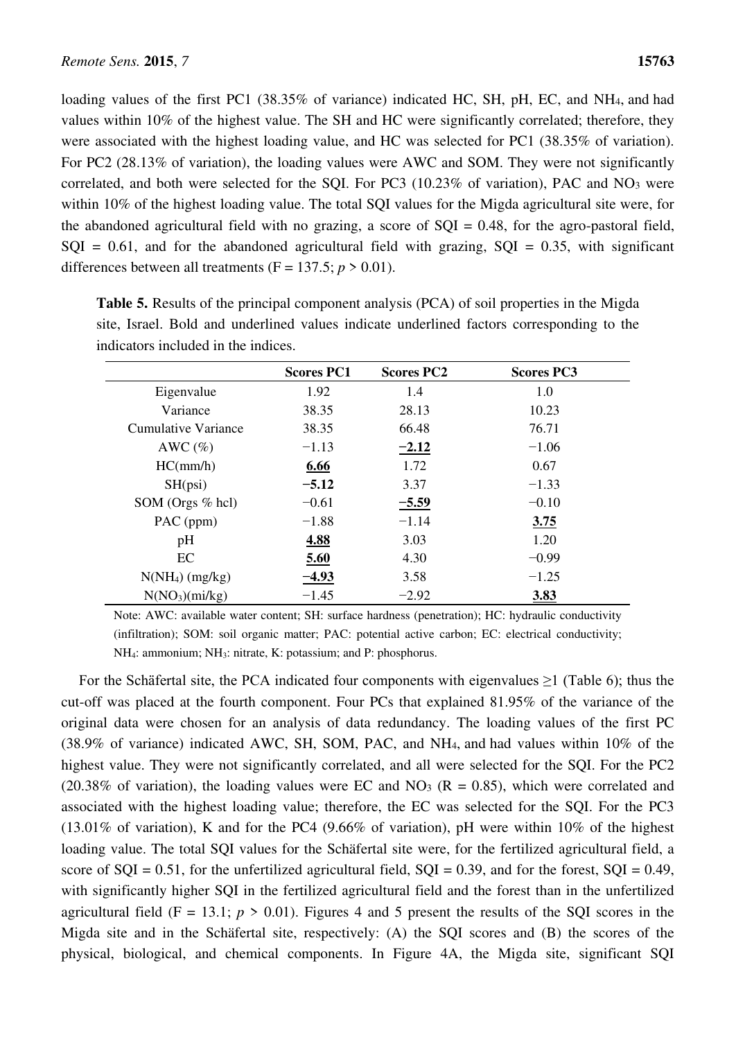loading values of the first PC1 (38.35% of variance) indicated HC, SH, pH, EC, and $NH_4$, and had values within 10% of the highest value. The SH and HC were significantly correlated; therefore, they were associated with the highest loading value, and HC was selected for PC1 (38.35% of variation). For PC2 (28.13% of variation), the loading values were AWC and SOM. They were not significantly correlated, and both were selected for the SQI. For PC3 (10.23% of variation), PAC and $NO_3$ were within 10% of the highest loading value. The total SQI values for the Migda agricultural site were, for the abandoned agricultural field with no grazing, a score of SQI = 0.48, for the agro-pastoral field, SQI = 0.61, and for the abandoned agricultural field with grazing, SQI = 0.35, with significant differences between all treatments ($F = 137.5$; $p > 0.01$).

**Table 5.** Results of the principal component analysis (PCA) of soil properties in the Migda site, Israel. Bold and underlined values indicate underlined factors corresponding to the indicators included in the indices.

| | Scores PC1 | Scores PC2 | Scores PC3 |
|---|---|---|---|
| Eigenvalue | 1.92 | 1.4 | 1.0 |
| Variance | 38.35 | 28.13 | 10.23 |
| Cumulative Variance | 38.35 | 66.48 | 76.71 |
| AWC (%) | −1.13 | **<u>−2.12</u>** | −1.06 |
| HC(mm/h) | **<u>6.66</u>** | 1.72 | 0.67 |
| SH(psi) | **−5.12** | 3.37 | −1.33 |
| SOM (Orgs % hcl) | −0.61 | **<u>−5.59</u>** | −0.10 |
| PAC (ppm) | −1.88 | −1.14 | **<u>3.75</u>** |
| pH | **<u>4.88</u>** | 3.03 | 1.20 |
| EC | **<u>5.60</u>** | 4.30 | −0.99 |
| $N(NH_4)$ (mg/kg) | **<u>−4.93</u>** | 3.58 | −1.25 |
| $N(NO_3)$(mi/kg) | −1.45 | −2.92 | **<u>3.83</u>** |

Note: AWC: available water content; SH: surface hardness (penetration); HC: hydraulic conductivity (infiltration); SOM: soil organic matter; PAC: potential active carbon; EC: electrical conductivity; $NH_4$: ammonium; $NH_3$: nitrate, K: potassium; and P: phosphorus.

For the Schäfertal site, the PCA indicated four components with eigenvalues ≥1 (Table 6); thus the cut-off was placed at the fourth component. Four PCs that explained 81.95% of the variance of the original data were chosen for an analysis of data redundancy. The loading values of the first PC (38.9% of variance) indicated AWC, SH, SOM, PAC, and $NH_4$, and had values within 10% of the highest value. They were not significantly correlated, and all were selected for the SQI. For the PC2 (20.38% of variation), the loading values were EC and $NO_3$ ($R = 0.85$), which were correlated and associated with the highest loading value; therefore, the EC was selected for the SQI. For the PC3 (13.01% of variation), K and for the PC4 (9.66% of variation), pH were within 10% of the highest loading value. The total SQI values for the Schäfertal site were, for the fertilized agricultural field, a score of SQI = 0.51, for the unfertilized agricultural field, SQI = 0.39, and for the forest, SQI = 0.49, with significantly higher SQI in the fertilized agricultural field and the forest than in the unfertilized agricultural field ($F = 13.1$; $p > 0.01$). Figures 4 and 5 present the results of the SQI scores in the Migda site and in the Schäfertal site, respectively: (A) the SQI scores and (B) the scores of the physical, biological, and chemical components. In Figure 4A, the Migda site, significant SQI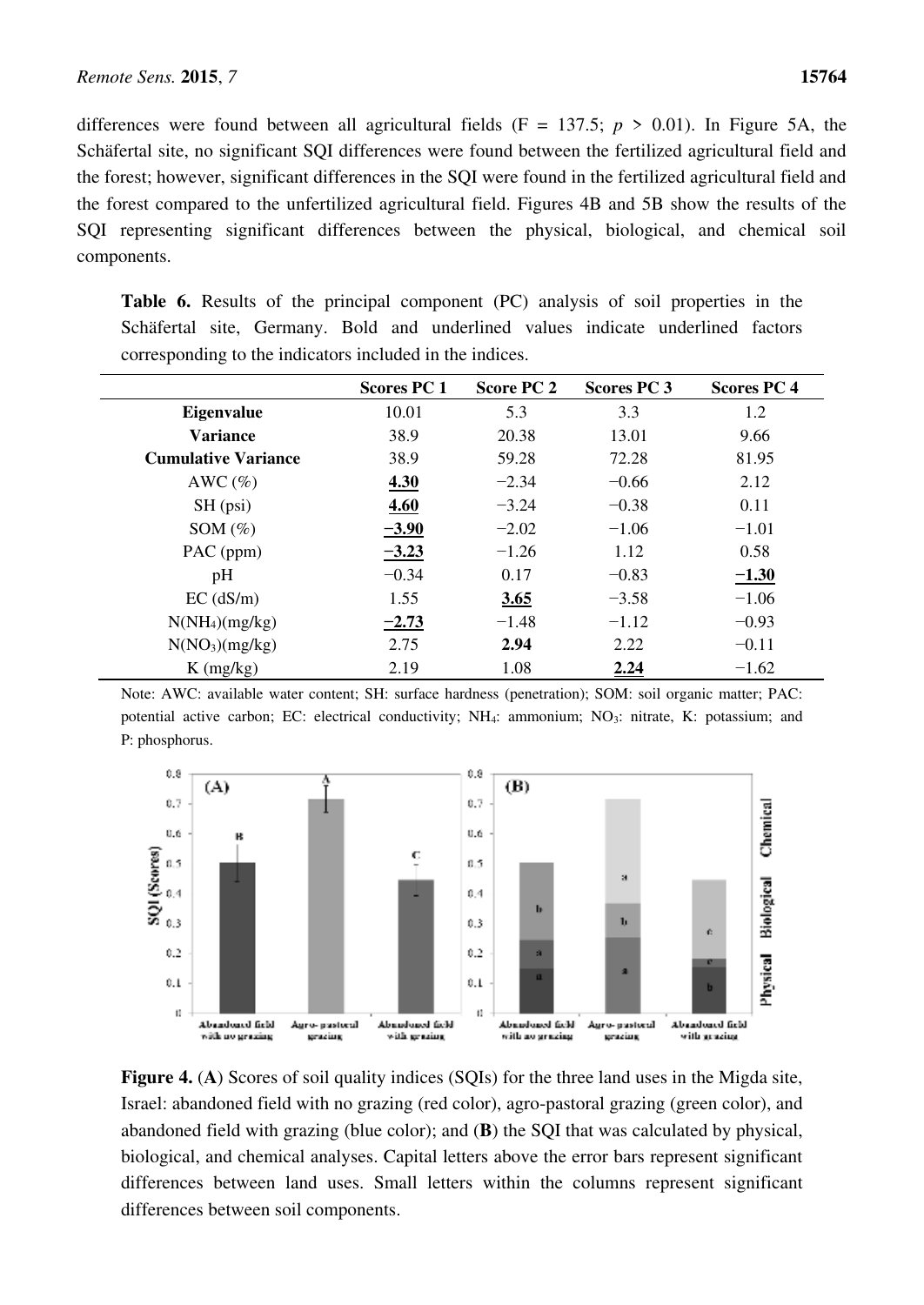differences were found between all agricultural fields ($F = 137.5$; $p > 0.01$). In Figure 5A, the Schäfertal site, no significant SQI differences were found between the fertilized agricultural field and the forest; however, significant differences in the SQI were found in the fertilized agricultural field and the forest compared to the unfertilized agricultural field. Figures 4B and 5B show the results of the SQI representing significant differences between the physical, biological, and chemical soil components.

**Table 6.** Results of the principal component (PC) analysis of soil properties in the Schäfertal site, Germany. Bold and underlined values indicate underlined factors corresponding to the indicators included in the indices.

| | Scores PC 1 | Score PC 2 | Scores PC 3 | Scores PC 4 |
|---|---|---|---|---|
| **Eigenvalue** | 10.01 | 5.3 | 3.3 | 1.2 |
| **Variance** | 38.9 | 20.38 | 13.01 | 9.66 |
| **Cumulative Variance** | 38.9 | 59.28 | 72.28 | 81.95 |
| AWC (%) | **<u>4.30</u>** | −2.34 | −0.66 | 2.12 |
| SH (psi) | **<u>4.60</u>** | −3.24 | −0.38 | 0.11 |
| SOM (%) | **<u>−3.90</u>** | −2.02 | −1.06 | −1.01 |
| PAC (ppm) | **<u>−3.23</u>** | −1.26 | 1.12 | 0.58 |
| pH | −0.34 | 0.17 | −0.83 | **<u>−1.30</u>** |
| EC (dS/m) | 1.55 | **<u>3.65</u>** | −3.58 | −1.06 |
| $N(NH_4)$(mg/kg) | **<u>−2.73</u>** | −1.48 | −1.12 | −0.93 |
| $N(NO_3)$(mg/kg) | 2.75 | **2.94** | 2.22 | −0.11 |
| K (mg/kg) | 2.19 | 1.08 | **<u>2.24</u>** | −1.62 |

Note: AWC: available water content; SH: surface hardness (penetration); SOM: soil organic matter; PAC: potential active carbon; EC: electrical conductivity; $NH_4$: ammonium; $NO_3$: nitrate, K: potassium; and P: phosphorus.

**Figure 4.** (**A**) Scores of soil quality indices (SQIs) for the three land uses in the Migda site, Israel: abandoned field with no grazing (red color), agro-pastoral grazing (green color), and abandoned field with grazing (blue color); and (**B**) the SQI that was calculated by physical, biological, and chemical analyses. Capital letters above the error bars represent significant differences between land uses. Small letters within the columns represent significant differences between soil components.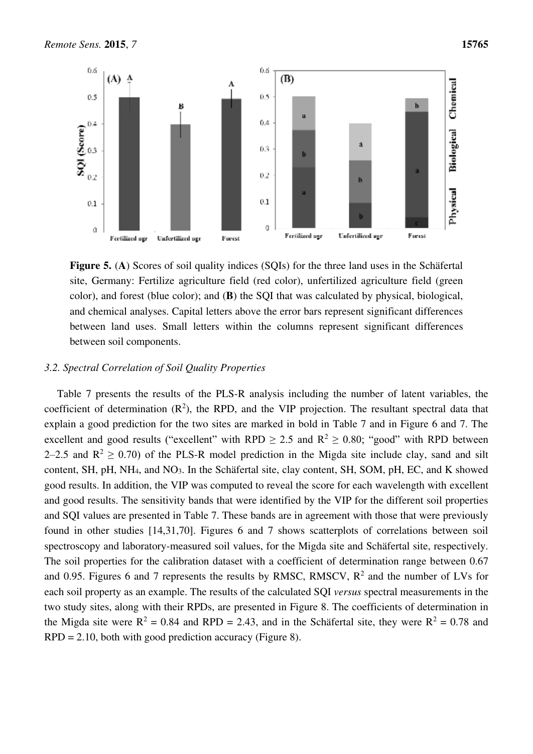**Figure 5.** (**A**) Scores of soil quality indices (SQIs) for the three land uses in the Schäfertal site, Germany: Fertilize agriculture field (red color), unfertilized agriculture field (green color), and forest (blue color); and (**B**) the SQI that was calculated by physical, biological, and chemical analyses. Capital letters above the error bars represent significant differences between land uses. Small letters within the columns represent significant differences between soil components.

### 3.2. Spectral Correlation of Soil Quality Properties

Table 7 presents the results of the PLS-R analysis including the number of latent variables, the coefficient of determination ($R^2$), the RPD, and the VIP projection. The resultant spectral data that explain a good prediction for the two sites are marked in bold in Table 7 and in Figure 6 and 7. The excellent and good results ("excellent" with RPD $\geq$ 2.5 and $R^2 \geq 0.80$; "good" with RPD between 2–2.5 and $R^2 \geq 0.70$) of the PLS-R model prediction in the Migda site include clay, sand and silt content, SH, pH, $NH_4$, and $NO_3$. In the Schäfertal site, clay content, SH, SOM, pH, EC, and K showed good results. In addition, the VIP was computed to reveal the score for each wavelength with excellent and good results. The sensitivity bands that were identified by the VIP for the different soil properties and SQI values are presented in Table 7. These bands are in agreement with those that were previously found in other studies [14,31,70]. Figures 6 and 7 shows scatterplots of correlations between soil spectroscopy and laboratory-measured soil values, for the Migda site and Schäfertal site, respectively. The soil properties for the calibration dataset with a coefficient of determination range between 0.67 and 0.95. Figures 6 and 7 represents the results by RMSC, RMSCV, $R^2$ and the number of LVs for each soil property as an example. The results of the calculated SQI *versus* spectral measurements in the two study sites, along with their RPDs, are presented in Figure 8. The coefficients of determination in the Migda site were $R^2 = 0.84$ and RPD = 2.43, and in the Schäfertal site, they were $R^2 = 0.78$ and RPD = 2.10, both with good prediction accuracy (Figure 8).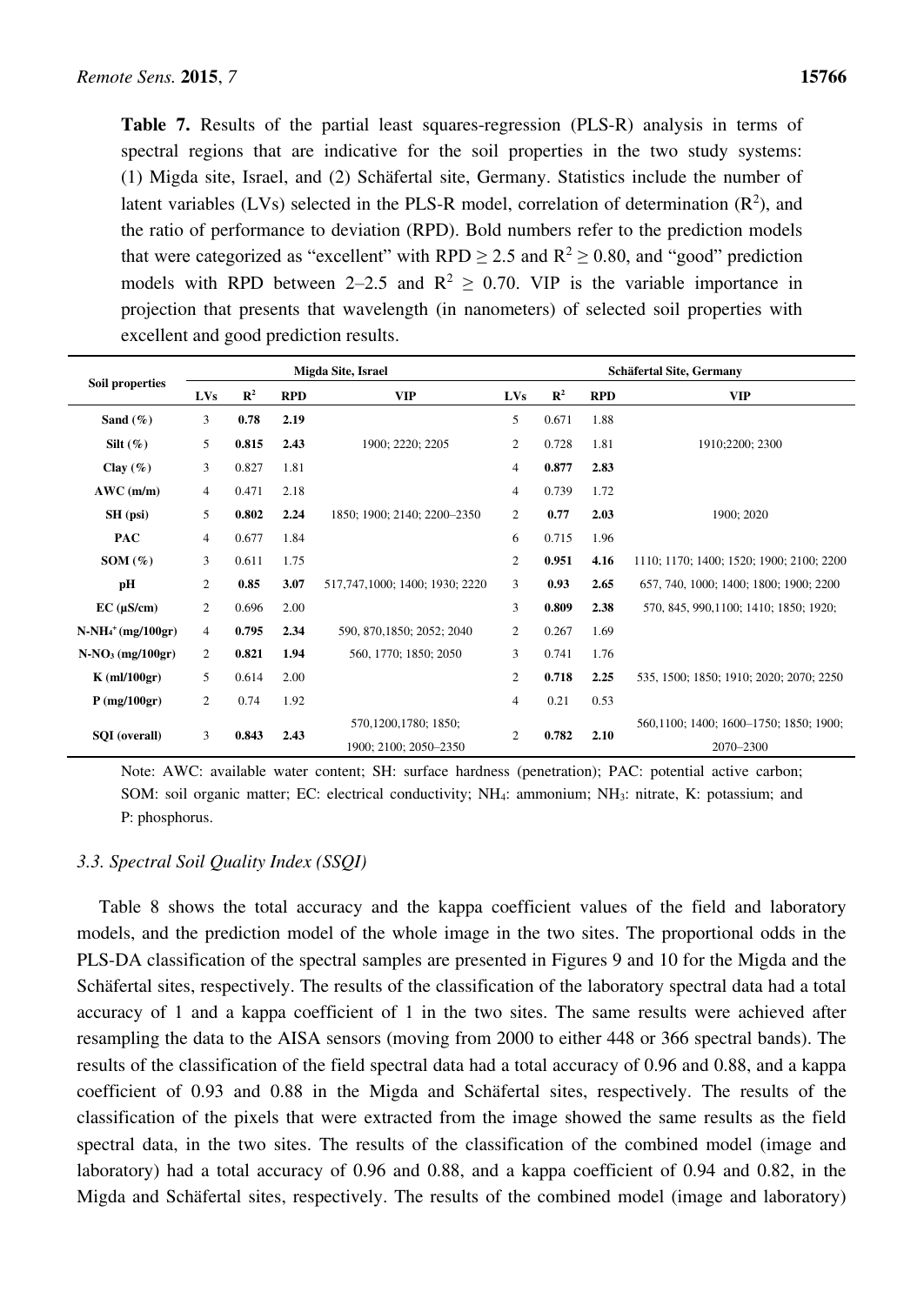**Table 7.** Results of the partial least squares-regression (PLS-R) analysis in terms of spectral regions that are indicative for the soil properties in the two study systems: (1) Migda site, Israel, and (2) Schäfertal site, Germany. Statistics include the number of latent variables (LVs) selected in the PLS-R model, correlation of determination ($R^2$), and the ratio of performance to deviation (RPD). Bold numbers refer to the prediction models that were categorized as "excellent" with RPD ≥ 2.5 and $R^2 \geq 0.80$, and "good" prediction models with RPD between 2–2.5 and $R^2 \geq 0.70$. VIP is the variable importance in projection that presents that wavelength (in nanometers) of selected soil properties with excellent and good prediction results.

| Soil properties | Migda Site, Israel | | | | Schäfertal Site, Germany | | | |
|---|---|---|---|---|---|---|---|---|
| | LVs | $R^2$ | RPD | VIP | LVs | $R^2$ | RPD | VIP |
| **Sand (%)** | 3 | **0.78** | **2.19** | | 5 | 0.671 | 1.88 | |
| **Silt (%)** | 5 | **0.815** | **2.43** | 1900; 2220; 2205 | 2 | 0.728 | 1.81 | 1910;2200; 2300 |
| **Clay (%)** | 3 | 0.827 | 1.81 | | 4 | **0.877** | **2.83** | |
| **AWC (m/m)** | 4 | 0.471 | 2.18 | | 4 | 0.739 | 1.72 | |
| **SH (psi)** | 5 | **0.802** | **2.24** | 1850; 1900; 2140; 2200–2350 | 2 | **0.77** | **2.03** | 1900; 2020 |
| **PAC** | 4 | 0.677 | 1.84 | | 6 | 0.715 | 1.96 | |
| **SOM (%)** | 3 | 0.611 | 1.75 | | 2 | **0.951** | **4.16** | 1110; 1170; 1400; 1520; 1900; 2100; 2200 |
| **pH** | 2 | **0.85** | **3.07** | 517,747,1000; 1400; 1930; 2220 | 3 | **0.93** | **2.65** | 657, 740, 1000; 1400; 1800; 1900; 2200 |
| **EC (µS/cm)** | 2 | 0.696 | 2.00 | | 3 | **0.809** | **2.38** | 570, 845, 990,1100; 1410; 1850; 1920; |
| **$N\text{-}NH_4^+$ (mg/100gr)** | 4 | **0.795** | **2.34** | 590, 870,1850; 2052; 2040 | 2 | 0.267 | 1.69 | |
| **$N\text{-}NO_3$ (mg/100gr)** | 2 | **0.821** | **1.94** | 560, 1770; 1850; 2050 | 3 | 0.741 | 1.76 | |
| **K (ml/100gr)** | 5 | 0.614 | 2.00 | | 2 | **0.718** | **2.25** | 535, 1500; 1850; 1910; 2020; 2070; 2250 |
| **P (mg/100gr)** | 2 | 0.74 | 1.92 | | 4 | 0.21 | 0.53 | |
| **SQI (overall)** | 3 | **0.843** | **2.43** | 570,1200,1780; 1850; 1900; 2100; 2050–2350 | 2 | **0.782** | **2.10** | 560,1100; 1400; 1600–1750; 1850; 1900; 2070–2300 |

Note: AWC: available water content; SH: surface hardness (penetration); PAC: potential active carbon; SOM: soil organic matter; EC: electrical conductivity; $NH_4$: ammonium; $NH_3$: nitrate, K: potassium; and P: phosphorus.

### 3.3. Spectral Soil Quality Index (SSQI)

Table 8 shows the total accuracy and the kappa coefficient values of the field and laboratory models, and the prediction model of the whole image in the two sites. The proportional odds in the PLS-DA classification of the spectral samples are presented in Figures 9 and 10 for the Migda and the Schäfertal sites, respectively. The results of the classification of the laboratory spectral data had a total accuracy of 1 and a kappa coefficient of 1 in the two sites. The same results were achieved after resampling the data to the AISA sensors (moving from 2000 to either 448 or 366 spectral bands). The results of the classification of the field spectral data had a total accuracy of 0.96 and 0.88, and a kappa coefficient of 0.93 and 0.88 in the Migda and Schäfertal sites, respectively. The results of the classification of the pixels that were extracted from the image showed the same results as the field spectral data, in the two sites. The results of the classification of the combined model (image and laboratory) had a total accuracy of 0.96 and 0.88, and a kappa coefficient of 0.94 and 0.82, in the Migda and Schäfertal sites, respectively. The results of the combined model (image and laboratory)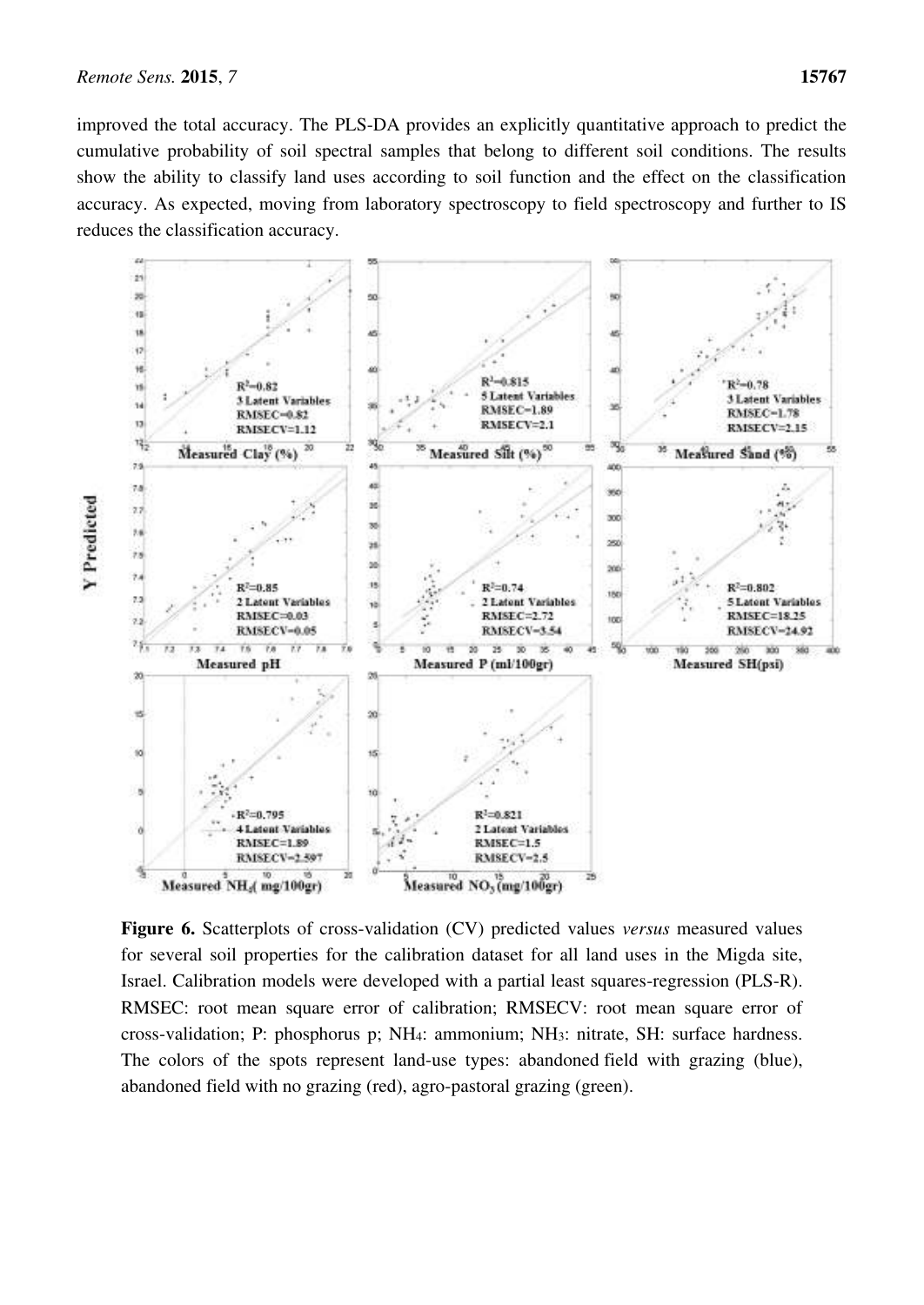improved the total accuracy. The PLS-DA provides an explicitly quantitative approach to predict the cumulative probability of soil spectral samples that belong to different soil conditions. The results show the ability to classify land uses according to soil function and the effect on the classification accuracy. As expected, moving from laboratory spectroscopy to field spectroscopy and further to IS reduces the classification accuracy.

**Figure 6.** Scatterplots of cross-validation (CV) predicted values *versus* measured values for several soil properties for the calibration dataset for all land uses in the Migda site, Israel. Calibration models were developed with a partial least squares-regression (PLS-R). RMSEC: root mean square error of calibration; RMSECV: root mean square error of cross-validation; P: phosphorus p; $NH_4$: ammonium; $NH_3$: nitrate, SH: surface hardness. The colors of the spots represent land-use types: abandoned field with grazing (blue), abandoned field with no grazing (red), agro-pastoral grazing (green).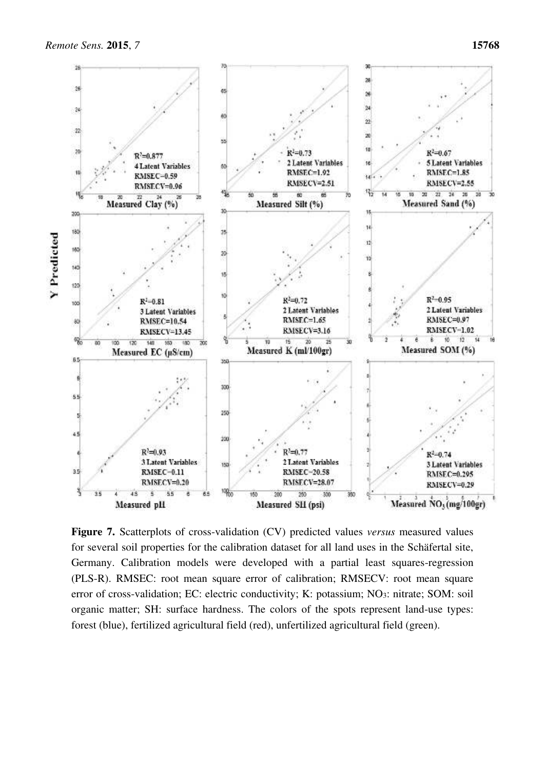**Figure 7.** Scatterplots of cross-validation (CV) predicted values *versus* measured values for several soil properties for the calibration dataset for all land uses in the Schäfertal site, Germany. Calibration models were developed with a partial least squares-regression (PLS-R). RMSEC: root mean square error of calibration; RMSECV: root mean square error of cross-validation; EC: electric conductivity; K: potassium; $NO_3$: nitrate; SOM: soil organic matter; SH: surface hardness. The colors of the spots represent land-use types: forest (blue), fertilized agricultural field (red), unfertilized agricultural field (green).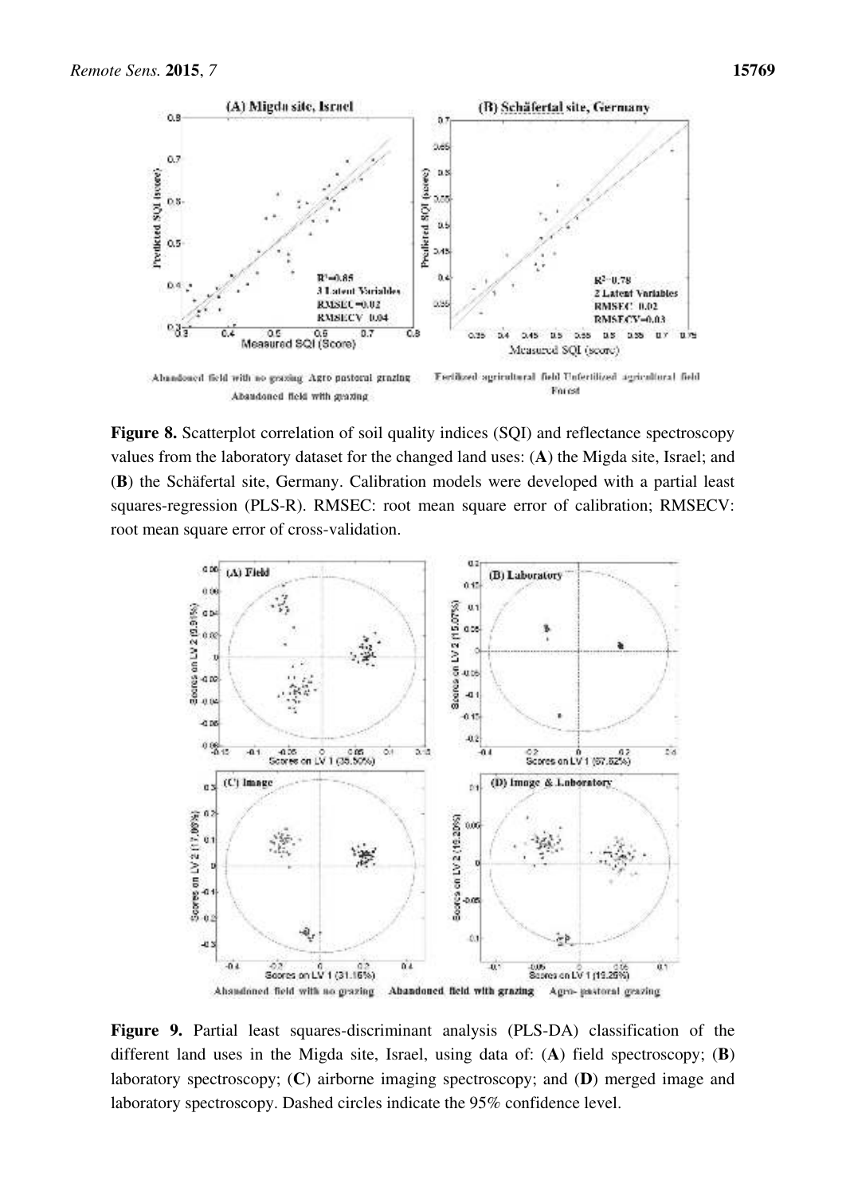**Figure 8.** Scatterplot correlation of soil quality indices (SQI) and reflectance spectroscopy values from the laboratory dataset for the changed land uses: (**A**) the Migda site, Israel; and (**B**) the Schäfertal site, Germany. Calibration models were developed with a partial least squares-regression (PLS-R). RMSEC: root mean square error of calibration; RMSECV: root mean square error of cross-validation.

**Figure 9.** Partial least squares-discriminant analysis (PLS-DA) classification of the different land uses in the Migda site, Israel, using data of: (**A**) field spectroscopy; (**B**) laboratory spectroscopy; (**C**) airborne imaging spectroscopy; and (**D**) merged image and laboratory spectroscopy. Dashed circles indicate the 95% confidence level.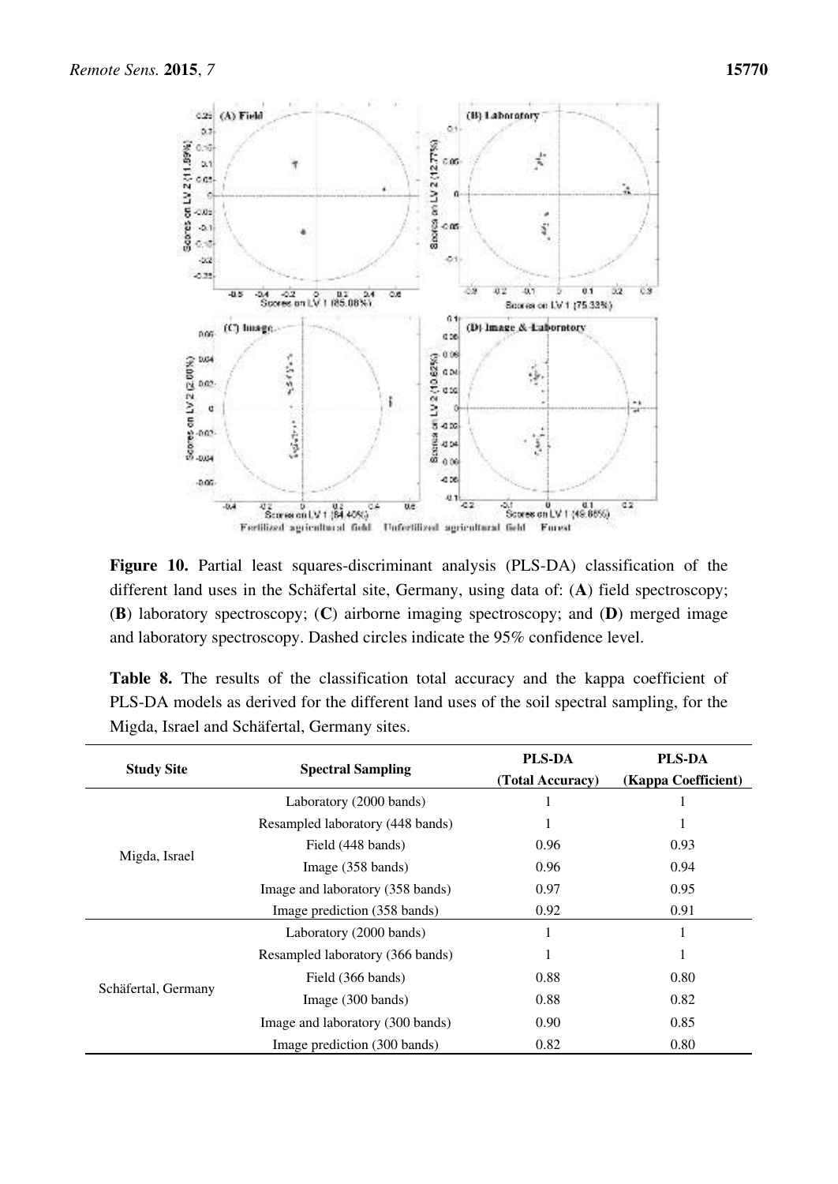**Figure 10.** Partial least squares-discriminant analysis (PLS-DA) classification of the different land uses in the Schäfertal site, Germany, using data of: (**A**) field spectroscopy; (**B**) laboratory spectroscopy; (**C**) airborne imaging spectroscopy; and (**D**) merged image and laboratory spectroscopy. Dashed circles indicate the 95% confidence level.

**Table 8.** The results of the classification total accuracy and the kappa coefficient of PLS-DA models as derived for the different land uses of the soil spectral sampling, for the Migda, Israel and Schäfertal, Germany sites.

| Study Site | Spectral Sampling | PLS-DA (Total Accuracy) | PLS-DA (Kappa Coefficient) |
|---|---|---|---|
| Migda, Israel | Laboratory (2000 bands) | 1 | 1 |
| | Resampled laboratory (448 bands) | 1 | 1 |
| | Field (448 bands) | 0.96 | 0.93 |
| | Image (358 bands) | 0.96 | 0.94 |
| | Image and laboratory (358 bands) | 0.97 | 0.95 |
| | Image prediction (358 bands) | 0.92 | 0.91 |
| Schäfertal, Germany | Laboratory (2000 bands) | 1 | 1 |
| | Resampled laboratory (366 bands) | 1 | 1 |
| | Field (366 bands) | 0.88 | 0.80 |
| | Image (300 bands) | 0.88 | 0.82 |
| | Image and laboratory (300 bands) | 0.90 | 0.85 |
| | Image prediction (300 bands) | 0.82 | 0.80 |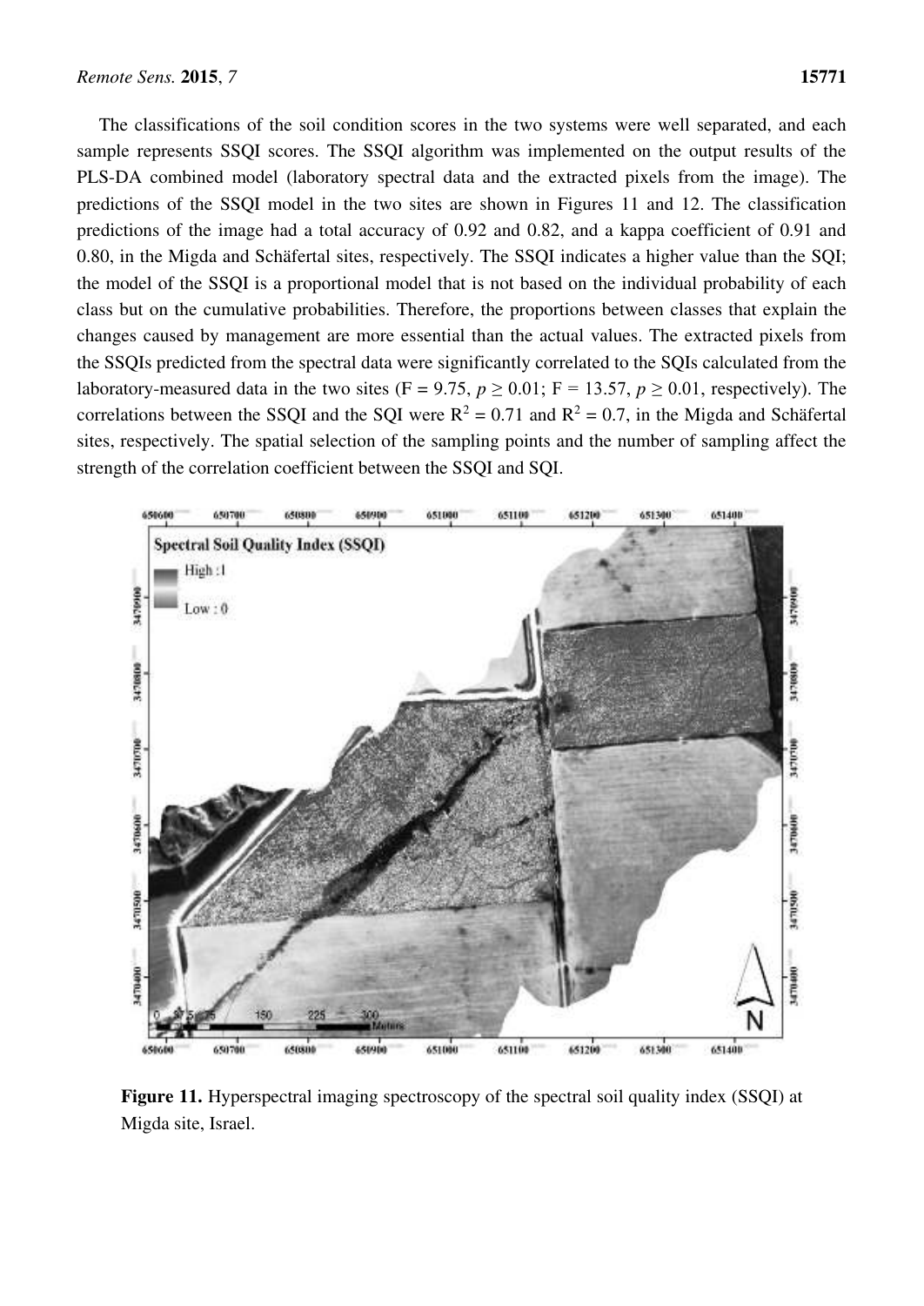The classifications of the soil condition scores in the two systems were well separated, and each sample represents SSQI scores. The SSQI algorithm was implemented on the output results of the PLS-DA combined model (laboratory spectral data and the extracted pixels from the image). The predictions of the SSQI model in the two sites are shown in Figures 11 and 12. The classification predictions of the image had a total accuracy of 0.92 and 0.82, and a kappa coefficient of 0.91 and 0.80, in the Migda and Schäfertal sites, respectively. The SSQI indicates a higher value than the SQI; the model of the SSQI is a proportional model that is not based on the individual probability of each class but on the cumulative probabilities. Therefore, the proportions between classes that explain the changes caused by management are more essential than the actual values. The extracted pixels from the SSQIs predicted from the spectral data were significantly correlated to the SQIs calculated from the laboratory-measured data in the two sites ($F = 9.75$, $p \geq 0.01$; $F = 13.57$, $p \geq 0.01$, respectively). The correlations between the SSQI and the SQI were $R^2 = 0.71$ and $R^2 = 0.7$, in the Migda and Schäfertal sites, respectively. The spatial selection of the sampling points and the number of sampling affect the strength of the correlation coefficient between the SSQI and SQI.

**Figure 11.** Hyperspectral imaging spectroscopy of the spectral soil quality index (SSQI) at Migda site, Israel.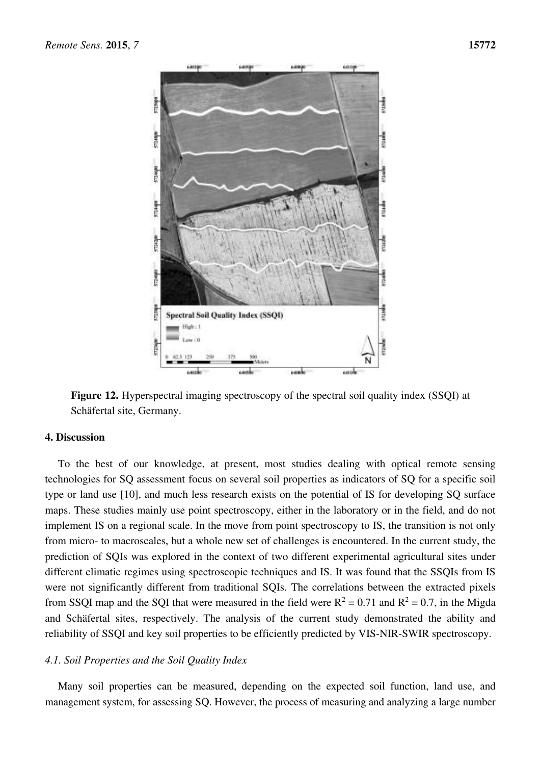**Figure 12.** Hyperspectral imaging spectroscopy of the spectral soil quality index (SSQI) at Schäfertal site, Germany.

## 4. Discussion

To the best of our knowledge, at present, most studies dealing with optical remote sensing technologies for SQ assessment focus on several soil properties as indicators of SQ for a specific soil type or land use [10], and much less research exists on the potential of IS for developing SQ surface maps. These studies mainly use point spectroscopy, either in the laboratory or in the field, and do not implement IS on a regional scale. In the move from point spectroscopy to IS, the transition is not only from micro- to macroscales, but a whole new set of challenges is encountered. In the current study, the prediction of SQIs was explored in the context of two different experimental agricultural sites under different climatic regimes using spectroscopic techniques and IS. It was found that the SSQIs from IS were not significantly different from traditional SQIs. The correlations between the extracted pixels from SSQI map and the SQI that were measured in the field were $R^2 = 0.71$ and $R^2 = 0.7$, in the Migda and Schäfertal sites, respectively. The analysis of the current study demonstrated the ability and reliability of SSQI and key soil properties to be efficiently predicted by VIS-NIR-SWIR spectroscopy.

### *4.1. Soil Properties and the Soil Quality Index*

Many soil properties can be measured, depending on the expected soil function, land use, and management system, for assessing SQ. However, the process of measuring and analyzing a large number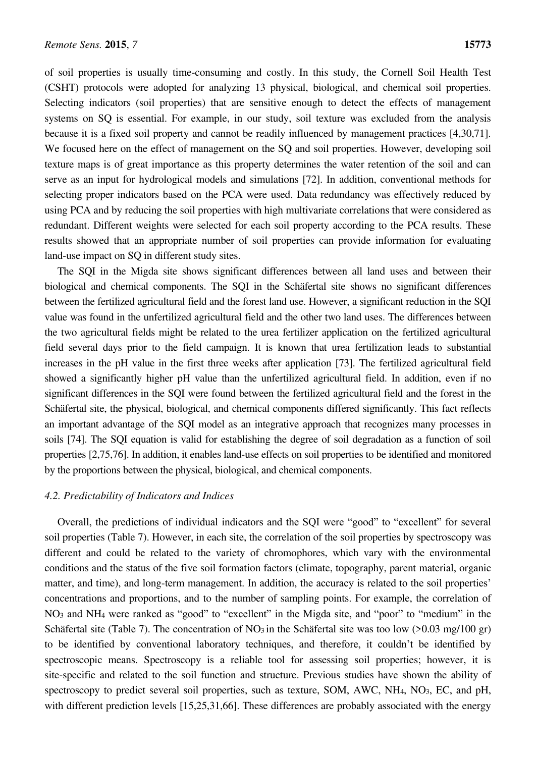of soil properties is usually time-consuming and costly. In this study, the Cornell Soil Health Test (CSHT) protocols were adopted for analyzing 13 physical, biological, and chemical soil properties. Selecting indicators (soil properties) that are sensitive enough to detect the effects of management systems on SQ is essential. For example, in our study, soil texture was excluded from the analysis because it is a fixed soil property and cannot be readily influenced by management practices [4,30,71]. We focused here on the effect of management on the SQ and soil properties. However, developing soil texture maps is of great importance as this property determines the water retention of the soil and can serve as an input for hydrological models and simulations [72]. In addition, conventional methods for selecting proper indicators based on the PCA were used. Data redundancy was effectively reduced by using PCA and by reducing the soil properties with high multivariate correlations that were considered as redundant. Different weights were selected for each soil property according to the PCA results. These results showed that an appropriate number of soil properties can provide information for evaluating land-use impact on SQ in different study sites.

The SQI in the Migda site shows significant differences between all land uses and between their biological and chemical components. The SQI in the Schäfertal site shows no significant differences between the fertilized agricultural field and the forest land use. However, a significant reduction in the SQI value was found in the unfertilized agricultural field and the other two land uses. The differences between the two agricultural fields might be related to the urea fertilizer application on the fertilized agricultural field several days prior to the field campaign. It is known that urea fertilization leads to substantial increases in the pH value in the first three weeks after application [73]. The fertilized agricultural field showed a significantly higher pH value than the unfertilized agricultural field. In addition, even if no significant differences in the SQI were found between the fertilized agricultural field and the forest in the Schäfertal site, the physical, biological, and chemical components differed significantly. This fact reflects an important advantage of the SQI model as an integrative approach that recognizes many processes in soils [74]. The SQI equation is valid for establishing the degree of soil degradation as a function of soil properties [2,75,76]. In addition, it enables land-use effects on soil properties to be identified and monitored by the proportions between the physical, biological, and chemical components.

### *4.2. Predictability of Indicators and Indices*

Overall, the predictions of individual indicators and the SQI were "good" to "excellent" for several soil properties (Table 7). However, in each site, the correlation of the soil properties by spectroscopy was different and could be related to the variety of chromophores, which vary with the environmental conditions and the status of the five soil formation factors (climate, topography, parent material, organic matter, and time), and long-term management. In addition, the accuracy is related to the soil properties' concentrations and proportions, and to the number of sampling points. For example, the correlation of $NO_3$ and $NH_4$ were ranked as "good" to "excellent" in the Migda site, and "poor" to "medium" in the Schäfertal site (Table 7). The concentration of $NO_3$ in the Schäfertal site was too low (>0.03 mg/100 gr) to be identified by conventional laboratory techniques, and therefore, it couldn't be identified by spectroscopic means. Spectroscopy is a reliable tool for assessing soil properties; however, it is site-specific and related to the soil function and structure. Previous studies have shown the ability of spectroscopy to predict several soil properties, such as texture, SOM, AWC, $NH_4$, $NO_3$, EC, and pH, with different prediction levels [15,25,31,66]. These differences are probably associated with the energy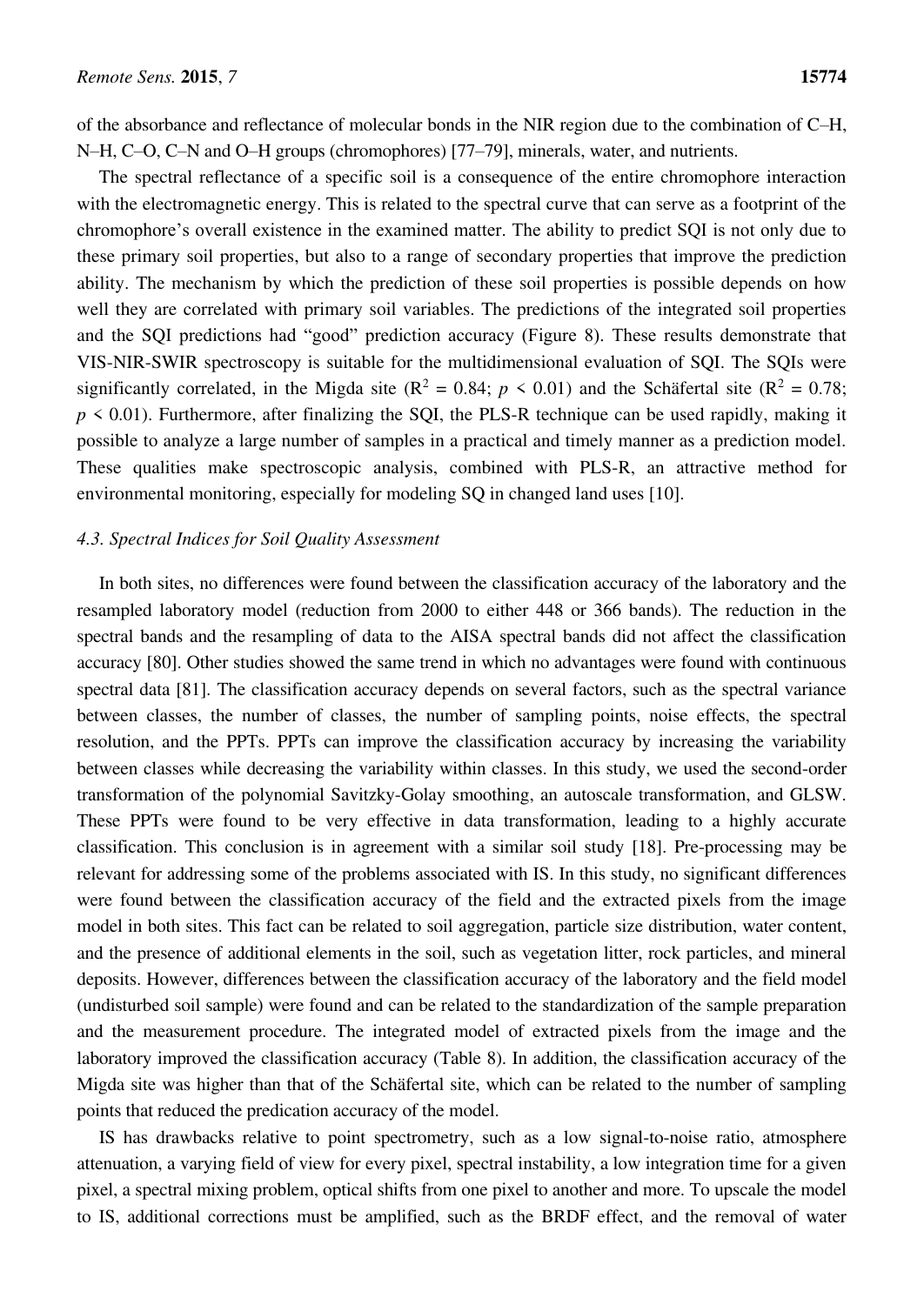of the absorbance and reflectance of molecular bonds in the NIR region due to the combination of C–H, N–H, C–O, C–N and O–H groups (chromophores) [77–79], minerals, water, and nutrients.

The spectral reflectance of a specific soil is a consequence of the entire chromophore interaction with the electromagnetic energy. This is related to the spectral curve that can serve as a footprint of the chromophore's overall existence in the examined matter. The ability to predict SQI is not only due to these primary soil properties, but also to a range of secondary properties that improve the prediction ability. The mechanism by which the prediction of these soil properties is possible depends on how well they are correlated with primary soil variables. The predictions of the integrated soil properties and the SQI predictions had "good" prediction accuracy (Figure 8). These results demonstrate that VIS-NIR-SWIR spectroscopy is suitable for the multidimensional evaluation of SQI. The SQIs were significantly correlated, in the Migda site ($R^2 = 0.84$; $p < 0.01$) and the Schäfertal site ($R^2 = 0.78$; $p < 0.01$). Furthermore, after finalizing the SQI, the PLS-R technique can be used rapidly, making it possible to analyze a large number of samples in a practical and timely manner as a prediction model. These qualities make spectroscopic analysis, combined with PLS-R, an attractive method for environmental monitoring, especially for modeling SQ in changed land uses [10].

### *4.3. Spectral Indices for Soil Quality Assessment*

In both sites, no differences were found between the classification accuracy of the laboratory and the resampled laboratory model (reduction from 2000 to either 448 or 366 bands). The reduction in the spectral bands and the resampling of data to the AISA spectral bands did not affect the classification accuracy [80]. Other studies showed the same trend in which no advantages were found with continuous spectral data [81]. The classification accuracy depends on several factors, such as the spectral variance between classes, the number of classes, the number of sampling points, noise effects, the spectral resolution, and the PPTs. PPTs can improve the classification accuracy by increasing the variability between classes while decreasing the variability within classes. In this study, we used the second-order transformation of the polynomial Savitzky-Golay smoothing, an autoscale transformation, and GLSW. These PPTs were found to be very effective in data transformation, leading to a highly accurate classification. This conclusion is in agreement with a similar soil study [18]. Pre-processing may be relevant for addressing some of the problems associated with IS. In this study, no significant differences were found between the classification accuracy of the field and the extracted pixels from the image model in both sites. This fact can be related to soil aggregation, particle size distribution, water content, and the presence of additional elements in the soil, such as vegetation litter, rock particles, and mineral deposits. However, differences between the classification accuracy of the laboratory and the field model (undisturbed soil sample) were found and can be related to the standardization of the sample preparation and the measurement procedure. The integrated model of extracted pixels from the image and the laboratory improved the classification accuracy (Table 8). In addition, the classification accuracy of the Migda site was higher than that of the Schäfertal site, which can be related to the number of sampling points that reduced the predication accuracy of the model.

IS has drawbacks relative to point spectrometry, such as a low signal-to-noise ratio, atmosphere attenuation, a varying field of view for every pixel, spectral instability, a low integration time for a given pixel, a spectral mixing problem, optical shifts from one pixel to another and more. To upscale the model to IS, additional corrections must be amplified, such as the BRDF effect, and the removal of water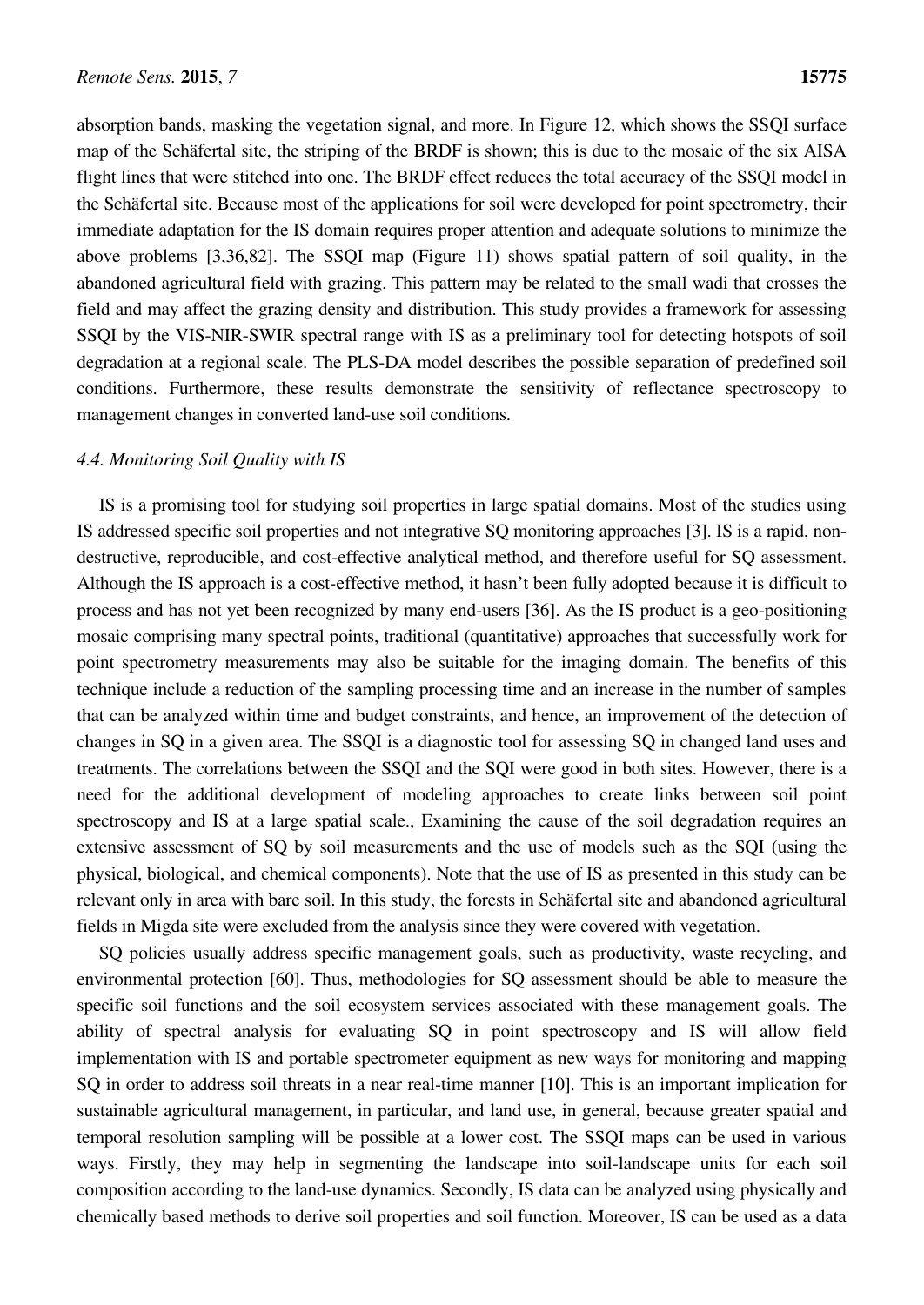absorption bands, masking the vegetation signal, and more. In Figure 12, which shows the SSQI surface map of the Schäfertal site, the striping of the BRDF is shown; this is due to the mosaic of the six AISA flight lines that were stitched into one. The BRDF effect reduces the total accuracy of the SSQI model in the Schäfertal site. Because most of the applications for soil were developed for point spectrometry, their immediate adaptation for the IS domain requires proper attention and adequate solutions to minimize the above problems [3,36,82]. The SSQI map (Figure 11) shows spatial pattern of soil quality, in the abandoned agricultural field with grazing. This pattern may be related to the small wadi that crosses the field and may affect the grazing density and distribution. This study provides a framework for assessing SSQI by the VIS-NIR-SWIR spectral range with IS as a preliminary tool for detecting hotspots of soil degradation at a regional scale. The PLS-DA model describes the possible separation of predefined soil conditions. Furthermore, these results demonstrate the sensitivity of reflectance spectroscopy to management changes in converted land-use soil conditions.

### 4.4. Monitoring Soil Quality with IS

IS is a promising tool for studying soil properties in large spatial domains. Most of the studies using IS addressed specific soil properties and not integrative SQ monitoring approaches [3]. IS is a rapid, non-destructive, reproducible, and cost-effective analytical method, and therefore useful for SQ assessment. Although the IS approach is a cost-effective method, it hasn't been fully adopted because it is difficult to process and has not yet been recognized by many end-users [36]. As the IS product is a geo-positioning mosaic comprising many spectral points, traditional (quantitative) approaches that successfully work for point spectrometry measurements may also be suitable for the imaging domain. The benefits of this technique include a reduction of the sampling processing time and an increase in the number of samples that can be analyzed within time and budget constraints, and hence, an improvement of the detection of changes in SQ in a given area. The SSQI is a diagnostic tool for assessing SQ in changed land uses and treatments. The correlations between the SSQI and the SQI were good in both sites. However, there is a need for the additional development of modeling approaches to create links between soil point spectroscopy and IS at a large spatial scale., Examining the cause of the soil degradation requires an extensive assessment of SQ by soil measurements and the use of models such as the SQI (using the physical, biological, and chemical components). Note that the use of IS as presented in this study can be relevant only in area with bare soil. In this study, the forests in Schäfertal site and abandoned agricultural fields in Migda site were excluded from the analysis since they were covered with vegetation.

SQ policies usually address specific management goals, such as productivity, waste recycling, and environmental protection [60]. Thus, methodologies for SQ assessment should be able to measure the specific soil functions and the soil ecosystem services associated with these management goals. The ability of spectral analysis for evaluating SQ in point spectroscopy and IS will allow field implementation with IS and portable spectrometer equipment as new ways for monitoring and mapping SQ in order to address soil threats in a near real-time manner [10]. This is an important implication for sustainable agricultural management, in particular, and land use, in general, because greater spatial and temporal resolution sampling will be possible at a lower cost. The SSQI maps can be used in various ways. Firstly, they may help in segmenting the landscape into soil-landscape units for each soil composition according to the land-use dynamics. Secondly, IS data can be analyzed using physically and chemically based methods to derive soil properties and soil function. Moreover, IS can be used as a data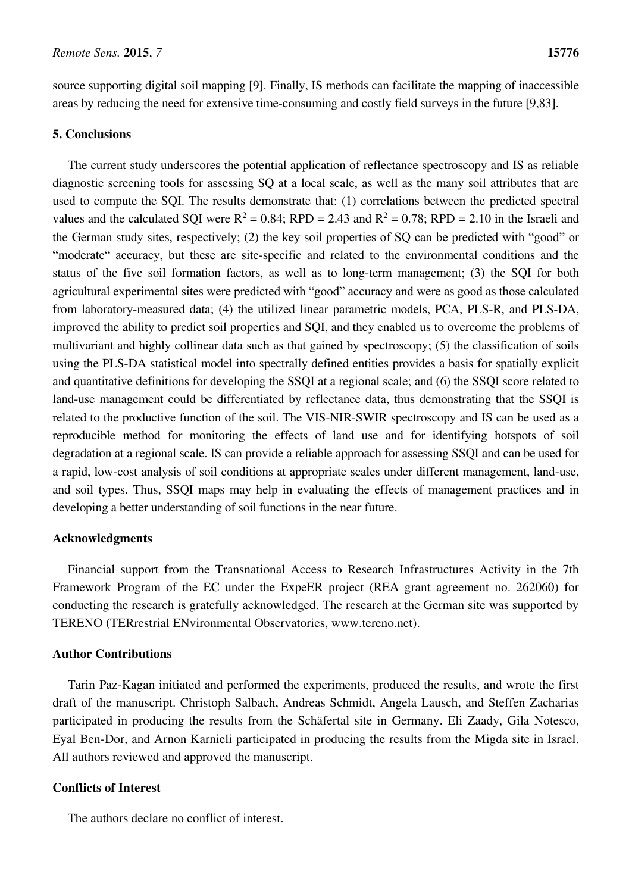source supporting digital soil mapping [9]. Finally, IS methods can facilitate the mapping of inaccessible areas by reducing the need for extensive time-consuming and costly field surveys in the future [9,83].

## 5. Conclusions

The current study underscores the potential application of reflectance spectroscopy and IS as reliable diagnostic screening tools for assessing SQ at a local scale, as well as the many soil attributes that are used to compute the SQI. The results demonstrate that: (1) correlations between the predicted spectral values and the calculated SQI were $R^2 = 0.84$; RPD = 2.43 and $R^2 = 0.78$; RPD = 2.10 in the Israeli and the German study sites, respectively; (2) the key soil properties of SQ can be predicted with "good" or "moderate" accuracy, but these are site-specific and related to the environmental conditions and the status of the five soil formation factors, as well as to long-term management; (3) the SQI for both agricultural experimental sites were predicted with "good" accuracy and were as good as those calculated from laboratory-measured data; (4) the utilized linear parametric models, PCA, PLS-R, and PLS-DA, improved the ability to predict soil properties and SQI, and they enabled us to overcome the problems of multivariant and highly collinear data such as that gained by spectroscopy; (5) the classification of soils using the PLS-DA statistical model into spectrally defined entities provides a basis for spatially explicit and quantitative definitions for developing the SSQI at a regional scale; and (6) the SSQI score related to land-use management could be differentiated by reflectance data, thus demonstrating that the SSQI is related to the productive function of the soil. The VIS-NIR-SWIR spectroscopy and IS can be used as a reproducible method for monitoring the effects of land use and for identifying hotspots of soil degradation at a regional scale. IS can provide a reliable approach for assessing SSQI and can be used for a rapid, low-cost analysis of soil conditions at appropriate scales under different management, land-use, and soil types. Thus, SSQI maps may help in evaluating the effects of management practices and in developing a better understanding of soil functions in the near future.

## Acknowledgments

Financial support from the Transnational Access to Research Infrastructures Activity in the 7th Framework Program of the EC under the ExpeER project (REA grant agreement no. 262060) for conducting the research is gratefully acknowledged. The research at the German site was supported by TERENO (TERrestrial ENvironmental Observatories, www.tereno.net).

## Author Contributions

Tarin Paz-Kagan initiated and performed the experiments, produced the results, and wrote the first draft of the manuscript. Christoph Salbach, Andreas Schmidt, Angela Lausch, and Steffen Zacharias participated in producing the results from the Schäfertal site in Germany. Eli Zaady, Gila Notesco, Eyal Ben-Dor, and Arnon Karnieli participated in producing the results from the Migda site in Israel. All authors reviewed and approved the manuscript.

## Conflicts of Interest

The authors declare no conflict of interest.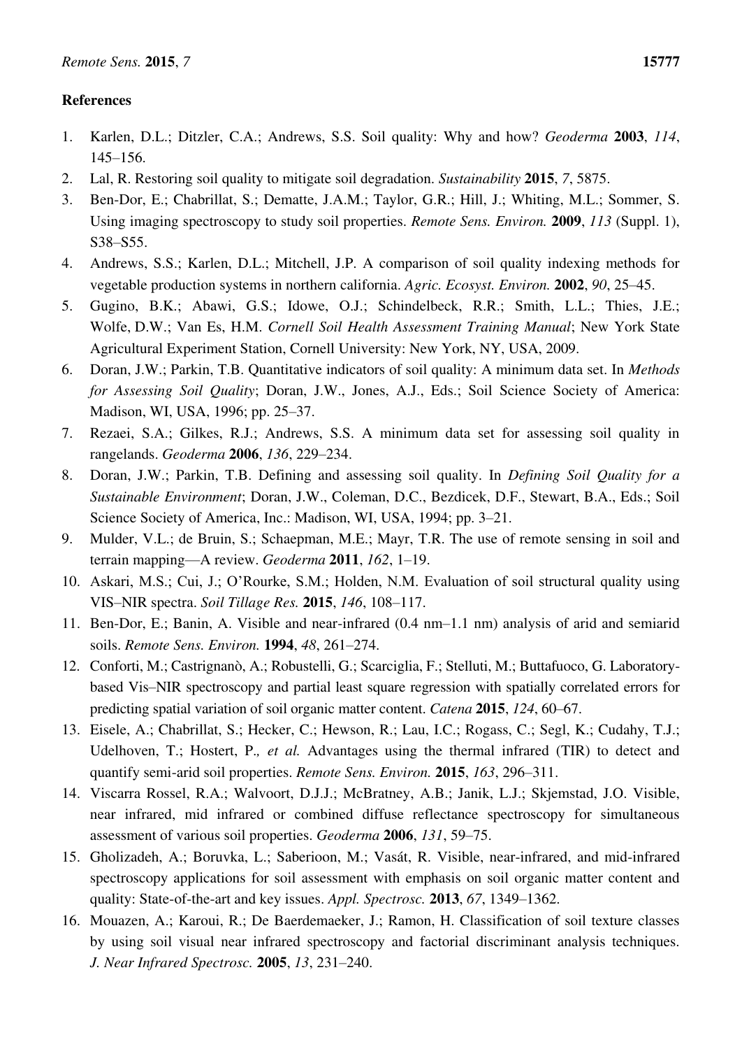## References

1. Karlen, D.L.; Ditzler, C.A.; Andrews, S.S. Soil quality: Why and how? *Geoderma* **2003**, *114*, 145–156.
2. Lal, R. Restoring soil quality to mitigate soil degradation. *Sustainability* **2015**, *7*, 5875.
3. Ben-Dor, E.; Chabrillat, S.; Dematte, J.A.M.; Taylor, G.R.; Hill, J.; Whiting, M.L.; Sommer, S. Using imaging spectroscopy to study soil properties. *Remote Sens. Environ.* **2009**, *113* (Suppl. 1), S38–S55.
4. Andrews, S.S.; Karlen, D.L.; Mitchell, J.P. A comparison of soil quality indexing methods for vegetable production systems in northern california. *Agric. Ecosyst. Environ.* **2002**, *90*, 25–45.
5. Gugino, B.K.; Abawi, G.S.; Idowe, O.J.; Schindelbeck, R.R.; Smith, L.L.; Thies, J.E.; Wolfe, D.W.; Van Es, H.M. *Cornell Soil Health Assessment Training Manual*; New York State Agricultural Experiment Station, Cornell University: New York, NY, USA, 2009.
6. Doran, J.W.; Parkin, T.B. Quantitative indicators of soil quality: A minimum data set. In *Methods for Assessing Soil Quality*; Doran, J.W., Jones, A.J., Eds.; Soil Science Society of America: Madison, WI, USA, 1996; pp. 25–37.
7. Rezaei, S.A.; Gilkes, R.J.; Andrews, S.S. A minimum data set for assessing soil quality in rangelands. *Geoderma* **2006**, *136*, 229–234.
8. Doran, J.W.; Parkin, T.B. Defining and assessing soil quality. In *Defining Soil Quality for a Sustainable Environment*; Doran, J.W., Coleman, D.C., Bezdicek, D.F., Stewart, B.A., Eds.; Soil Science Society of America, Inc.: Madison, WI, USA, 1994; pp. 3–21.
9. Mulder, V.L.; de Bruin, S.; Schaepman, M.E.; Mayr, T.R. The use of remote sensing in soil and terrain mapping—A review. *Geoderma* **2011**, *162*, 1–19.
10. Askari, M.S.; Cui, J.; O'Rourke, S.M.; Holden, N.M. Evaluation of soil structural quality using VIS–NIR spectra. *Soil Tillage Res.* **2015**, *146*, 108–117.
11. Ben-Dor, E.; Banin, A. Visible and near-infrared (0.4 nm–1.1 nm) analysis of arid and semiarid soils. *Remote Sens. Environ.* **1994**, *48*, 261–274.
12. Conforti, M.; Castrignanò, A.; Robustelli, G.; Scarciglia, F.; Stelluti, M.; Buttafuoco, G. Laboratory-based Vis–NIR spectroscopy and partial least square regression with spatially correlated errors for predicting spatial variation of soil organic matter content. *Catena* **2015**, *124*, 60–67.
13. Eisele, A.; Chabrillat, S.; Hecker, C.; Hewson, R.; Lau, I.C.; Rogass, C.; Segl, K.; Cudahy, T.J.; Udelhoven, T.; Hostert, P.*, et al.* Advantages using the thermal infrared (TIR) to detect and quantify semi-arid soil properties. *Remote Sens. Environ.* **2015**, *163*, 296–311.
14. Viscarra Rossel, R.A.; Walvoort, D.J.J.; McBratney, A.B.; Janik, L.J.; Skjemstad, J.O. Visible, near infrared, mid infrared or combined diffuse reflectance spectroscopy for simultaneous assessment of various soil properties. *Geoderma* **2006**, *131*, 59–75.
15. Gholizadeh, A.; Boruvka, L.; Saberioon, M.; Vasát, R. Visible, near-infrared, and mid-infrared spectroscopy applications for soil assessment with emphasis on soil organic matter content and quality: State-of-the-art and key issues. *Appl. Spectrosc.* **2013**, *67*, 1349–1362.
16. Mouazen, A.; Karoui, R.; De Baerdemaeker, J.; Ramon, H. Classification of soil texture classes by using soil visual near infrared spectroscopy and factorial discriminant analysis techniques. *J. Near Infrared Spectrosc.* **2005**, *13*, 231–240.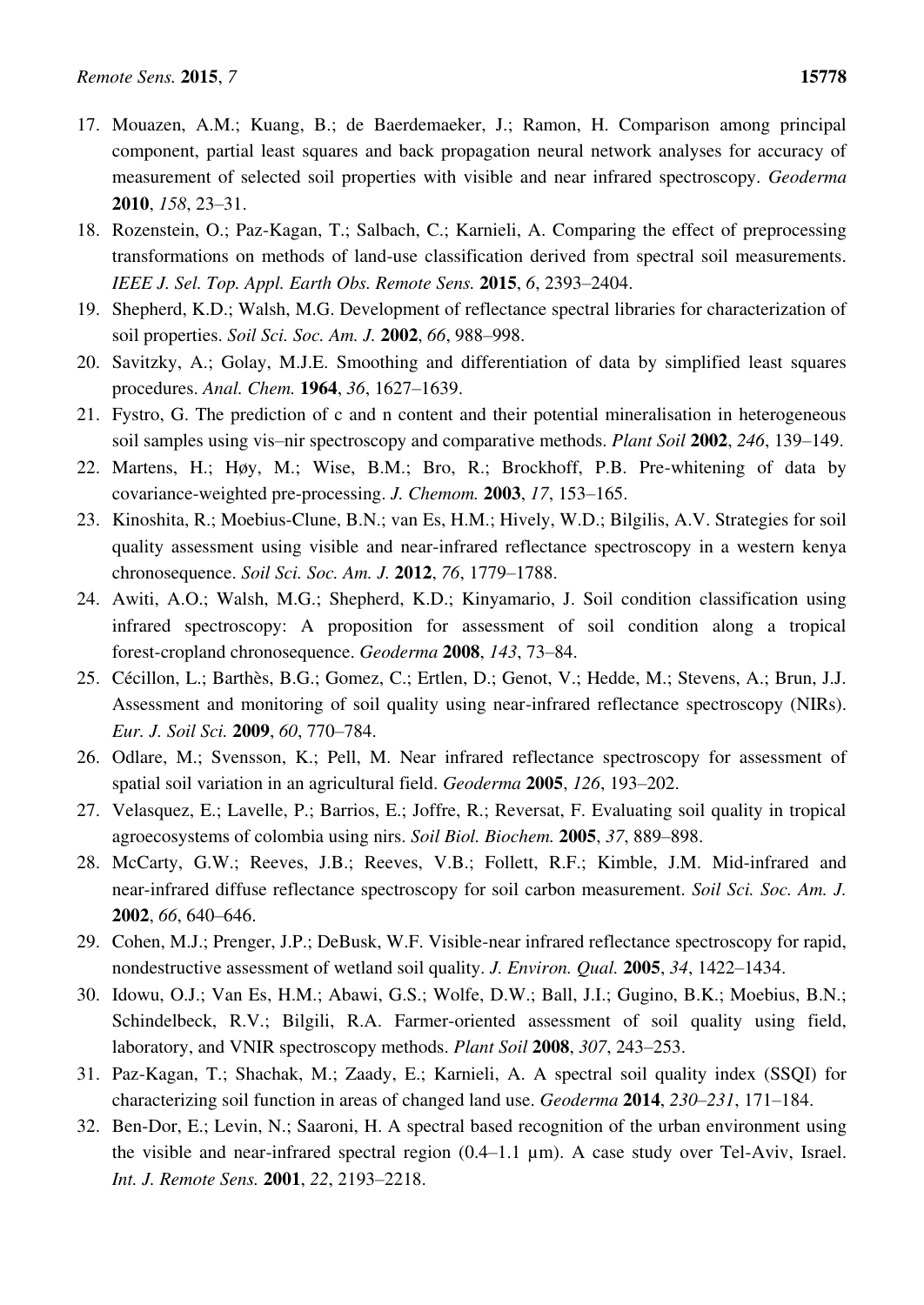17. Mouazen, A.M.; Kuang, B.; de Baerdemaeker, J.; Ramon, H. Comparison among principal component, partial least squares and back propagation neural network analyses for accuracy of measurement of selected soil properties with visible and near infrared spectroscopy. *Geoderma* **2010**, *158*, 23–31.
18. Rozenstein, O.; Paz-Kagan, T.; Salbach, C.; Karnieli, A. Comparing the effect of preprocessing transformations on methods of land-use classification derived from spectral soil measurements. *IEEE J. Sel. Top. Appl. Earth Obs. Remote Sens.* **2015**, *6*, 2393–2404.
19. Shepherd, K.D.; Walsh, M.G. Development of reflectance spectral libraries for characterization of soil properties. *Soil Sci. Soc. Am. J.* **2002**, *66*, 988–998.
20. Savitzky, A.; Golay, M.J.E. Smoothing and differentiation of data by simplified least squares procedures. *Anal. Chem.* **1964**, *36*, 1627–1639.
21. Fystro, G. The prediction of c and n content and their potential mineralisation in heterogeneous soil samples using vis–nir spectroscopy and comparative methods. *Plant Soil* **2002**, *246*, 139–149.
22. Martens, H.; Høy, M.; Wise, B.M.; Bro, R.; Brockhoff, P.B. Pre-whitening of data by covariance-weighted pre-processing. *J. Chemom.* **2003**, *17*, 153–165.
23. Kinoshita, R.; Moebius-Clune, B.N.; van Es, H.M.; Hively, W.D.; Bilgilis, A.V. Strategies for soil quality assessment using visible and near-infrared reflectance spectroscopy in a western kenya chronosequence. *Soil Sci. Soc. Am. J.* **2012**, *76*, 1779–1788.
24. Awiti, A.O.; Walsh, M.G.; Shepherd, K.D.; Kinyamario, J. Soil condition classification using infrared spectroscopy: A proposition for assessment of soil condition along a tropical forest-cropland chronosequence. *Geoderma* **2008**, *143*, 73–84.
25. Cécillon, L.; Barthès, B.G.; Gomez, C.; Ertlen, D.; Genot, V.; Hedde, M.; Stevens, A.; Brun, J.J. Assessment and monitoring of soil quality using near-infrared reflectance spectroscopy (NIRs). *Eur. J. Soil Sci.* **2009**, *60*, 770–784.
26. Odlare, M.; Svensson, K.; Pell, M. Near infrared reflectance spectroscopy for assessment of spatial soil variation in an agricultural field. *Geoderma* **2005**, *126*, 193–202.
27. Velasquez, E.; Lavelle, P.; Barrios, E.; Joffre, R.; Reversat, F. Evaluating soil quality in tropical agroecosystems of colombia using nirs. *Soil Biol. Biochem.* **2005**, *37*, 889–898.
28. McCarty, G.W.; Reeves, J.B.; Reeves, V.B.; Follett, R.F.; Kimble, J.M. Mid-infrared and near-infrared diffuse reflectance spectroscopy for soil carbon measurement. *Soil Sci. Soc. Am. J.* **2002**, *66*, 640–646.
29. Cohen, M.J.; Prenger, J.P.; DeBusk, W.F. Visible-near infrared reflectance spectroscopy for rapid, nondestructive assessment of wetland soil quality. *J. Environ. Qual.* **2005**, *34*, 1422–1434.
30. Idowu, O.J.; Van Es, H.M.; Abawi, G.S.; Wolfe, D.W.; Ball, J.I.; Gugino, B.K.; Moebius, B.N.; Schindelbeck, R.V.; Bilgili, R.A. Farmer-oriented assessment of soil quality using field, laboratory, and VNIR spectroscopy methods. *Plant Soil* **2008**, *307*, 243–253.
31. Paz-Kagan, T.; Shachak, M.; Zaady, E.; Karnieli, A. A spectral soil quality index (SSQI) for characterizing soil function in areas of changed land use. *Geoderma* **2014**, *230–231*, 171–184.
32. Ben-Dor, E.; Levin, N.; Saaroni, H. A spectral based recognition of the urban environment using the visible and near-infrared spectral region (0.4–1.1 µm). A case study over Tel-Aviv, Israel. *Int. J. Remote Sens.* **2001**, *22*, 2193–2218.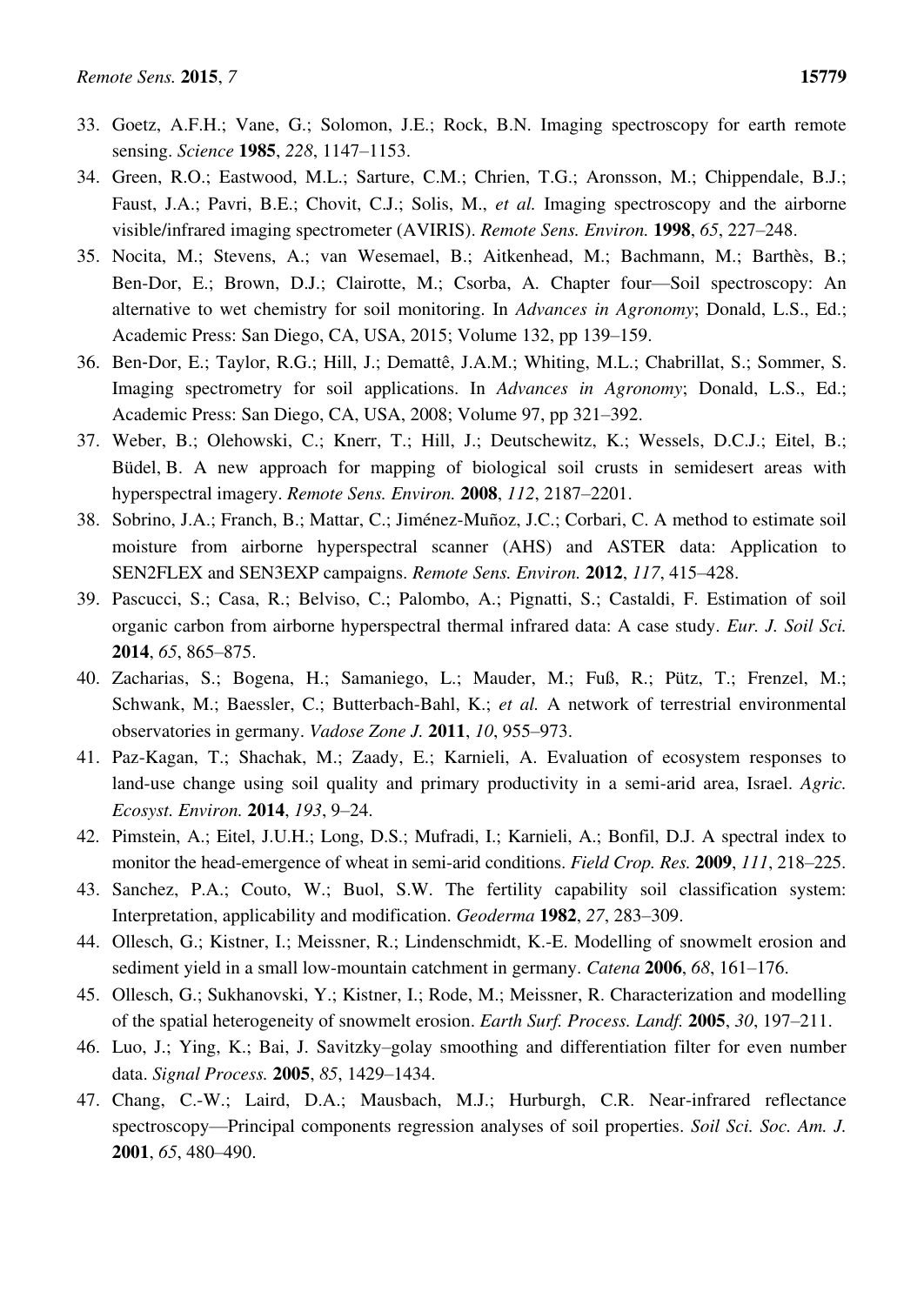33. Goetz, A.F.H.; Vane, G.; Solomon, J.E.; Rock, B.N. Imaging spectroscopy for earth remote sensing. *Science* **1985**, *228*, 1147–1153.
34. Green, R.O.; Eastwood, M.L.; Sarture, C.M.; Chrien, T.G.; Aronsson, M.; Chippendale, B.J.; Faust, J.A.; Pavri, B.E.; Chovit, C.J.; Solis, M., *et al.* Imaging spectroscopy and the airborne visible/infrared imaging spectrometer (AVIRIS). *Remote Sens. Environ.* **1998**, *65*, 227–248.
35. Nocita, M.; Stevens, A.; van Wesemael, B.; Aitkenhead, M.; Bachmann, M.; Barthès, B.; Ben-Dor, E.; Brown, D.J.; Clairotte, M.; Csorba, A. Chapter four—Soil spectroscopy: An alternative to wet chemistry for soil monitoring. In *Advances in Agronomy*; Donald, L.S., Ed.; Academic Press: San Diego, CA, USA, 2015; Volume 132, pp 139–159.
36. Ben-Dor, E.; Taylor, R.G.; Hill, J.; Demattê, J.A.M.; Whiting, M.L.; Chabrillat, S.; Sommer, S. Imaging spectrometry for soil applications. In *Advances in Agronomy*; Donald, L.S., Ed.; Academic Press: San Diego, CA, USA, 2008; Volume 97, pp 321–392.
37. Weber, B.; Olehowski, C.; Knerr, T.; Hill, J.; Deutschewitz, K.; Wessels, D.C.J.; Eitel, B.; Büdel, B. A new approach for mapping of biological soil crusts in semidesert areas with hyperspectral imagery. *Remote Sens. Environ.* **2008**, *112*, 2187–2201.
38. Sobrino, J.A.; Franch, B.; Mattar, C.; Jiménez-Muñoz, J.C.; Corbari, C. A method to estimate soil moisture from airborne hyperspectral scanner (AHS) and ASTER data: Application to SEN2FLEX and SEN3EXP campaigns. *Remote Sens. Environ.* **2012**, *117*, 415–428.
39. Pascucci, S.; Casa, R.; Belviso, C.; Palombo, A.; Pignatti, S.; Castaldi, F. Estimation of soil organic carbon from airborne hyperspectral thermal infrared data: A case study. *Eur. J. Soil Sci.* **2014**, *65*, 865–875.
40. Zacharias, S.; Bogena, H.; Samaniego, L.; Mauder, M.; Fuß, R.; Pütz, T.; Frenzel, M.; Schwank, M.; Baessler, C.; Butterbach-Bahl, K.; *et al.* A network of terrestrial environmental observatories in germany. *Vadose Zone J.* **2011**, *10*, 955–973.
41. Paz-Kagan, T.; Shachak, M.; Zaady, E.; Karnieli, A. Evaluation of ecosystem responses to land-use change using soil quality and primary productivity in a semi-arid area, Israel. *Agric. Ecosyst. Environ.* **2014**, *193*, 9–24.
42. Pimstein, A.; Eitel, J.U.H.; Long, D.S.; Mufradi, I.; Karnieli, A.; Bonfil, D.J. A spectral index to monitor the head-emergence of wheat in semi-arid conditions. *Field Crop. Res.* **2009**, *111*, 218–225.
43. Sanchez, P.A.; Couto, W.; Buol, S.W. The fertility capability soil classification system: Interpretation, applicability and modification. *Geoderma* **1982**, *27*, 283–309.
44. Ollesch, G.; Kistner, I.; Meissner, R.; Lindenschmidt, K.-E. Modelling of snowmelt erosion and sediment yield in a small low-mountain catchment in germany. *Catena* **2006**, *68*, 161–176.
45. Ollesch, G.; Sukhanovski, Y.; Kistner, I.; Rode, M.; Meissner, R. Characterization and modelling of the spatial heterogeneity of snowmelt erosion. *Earth Surf. Process. Landf.* **2005**, *30*, 197–211.
46. Luo, J.; Ying, K.; Bai, J. Savitzky–golay smoothing and differentiation filter for even number data. *Signal Process.* **2005**, *85*, 1429–1434.
47. Chang, C.-W.; Laird, D.A.; Mausbach, M.J.; Hurburgh, C.R. Near-infrared reflectance spectroscopy—Principal components regression analyses of soil properties. *Soil Sci. Soc. Am. J.* **2001**, *65*, 480–490.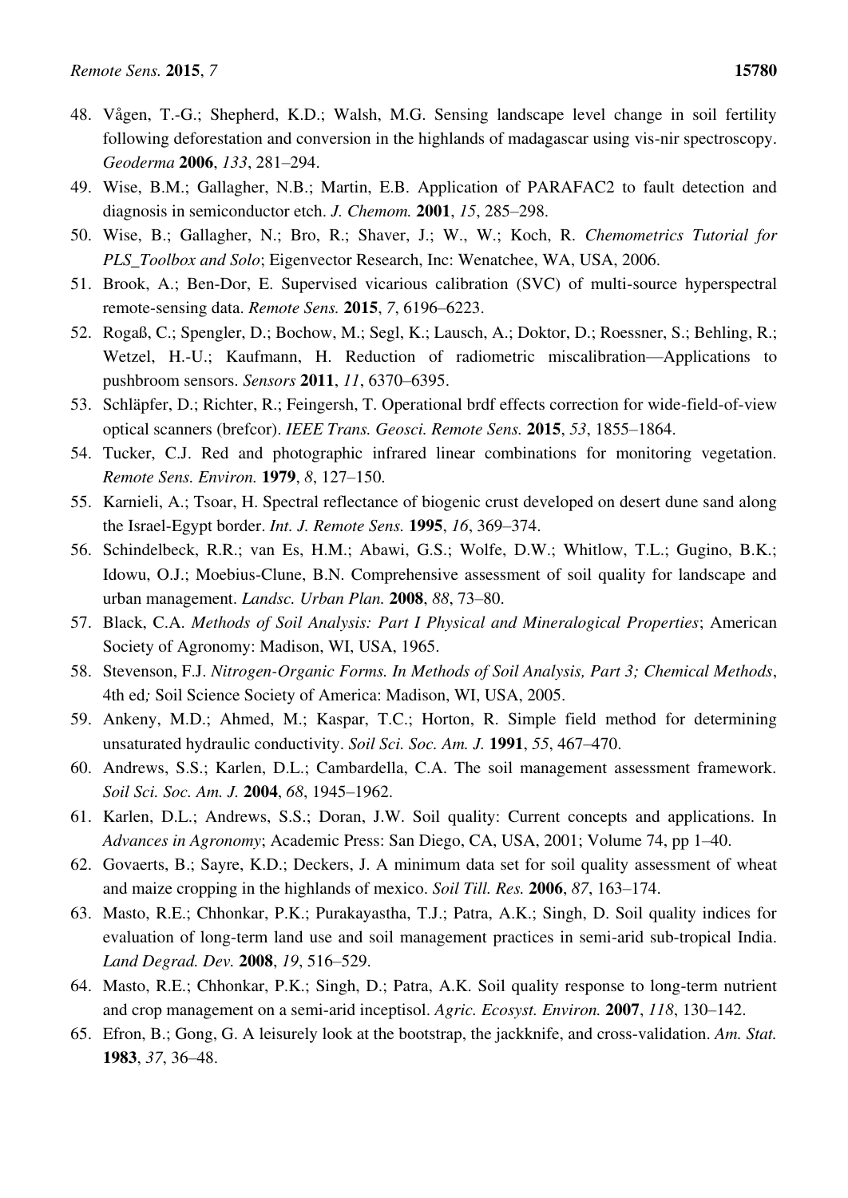48. Vågen, T.-G.; Shepherd, K.D.; Walsh, M.G. Sensing landscape level change in soil fertility following deforestation and conversion in the highlands of madagascar using vis-nir spectroscopy. *Geoderma* **2006**, *133*, 281–294.
49. Wise, B.M.; Gallagher, N.B.; Martin, E.B. Application of PARAFAC2 to fault detection and diagnosis in semiconductor etch. *J. Chemom.* **2001**, *15*, 285–298.
50. Wise, B.; Gallagher, N.; Bro, R.; Shaver, J.; W., W.; Koch, R. *Chemometrics Tutorial for PLS_Toolbox and Solo*; Eigenvector Research, Inc: Wenatchee, WA, USA, 2006.
51. Brook, A.; Ben-Dor, E. Supervised vicarious calibration (SVC) of multi-source hyperspectral remote-sensing data. *Remote Sens.* **2015**, *7*, 6196–6223.
52. Rogaß, C.; Spengler, D.; Bochow, M.; Segl, K.; Lausch, A.; Doktor, D.; Roessner, S.; Behling, R.; Wetzel, H.-U.; Kaufmann, H. Reduction of radiometric miscalibration—Applications to pushbroom sensors. *Sensors* **2011**, *11*, 6370–6395.
53. Schläpfer, D.; Richter, R.; Feingersh, T. Operational brdf effects correction for wide-field-of-view optical scanners (brefcor). *IEEE Trans. Geosci. Remote Sens.* **2015**, *53*, 1855–1864.
54. Tucker, C.J. Red and photographic infrared linear combinations for monitoring vegetation. *Remote Sens. Environ.* **1979**, *8*, 127–150.
55. Karnieli, A.; Tsoar, H. Spectral reflectance of biogenic crust developed on desert dune sand along the Israel-Egypt border. *Int. J. Remote Sens.* **1995**, *16*, 369–374.
56. Schindelbeck, R.R.; van Es, H.M.; Abawi, G.S.; Wolfe, D.W.; Whitlow, T.L.; Gugino, B.K.; Idowu, O.J.; Moebius-Clune, B.N. Comprehensive assessment of soil quality for landscape and urban management. *Landsc. Urban Plan.* **2008**, *88*, 73–80.
57. Black, C.A. *Methods of Soil Analysis: Part I Physical and Mineralogical Properties*; American Society of Agronomy: Madison, WI, USA, 1965.
58. Stevenson, F.J. *Nitrogen-Organic Forms. In Methods of Soil Analysis, Part 3; Chemical Methods*, 4th ed*;* Soil Science Society of America: Madison, WI, USA, 2005.
59. Ankeny, M.D.; Ahmed, M.; Kaspar, T.C.; Horton, R. Simple field method for determining unsaturated hydraulic conductivity. *Soil Sci. Soc. Am. J.* **1991**, *55*, 467–470.
60. Andrews, S.S.; Karlen, D.L.; Cambardella, C.A. The soil management assessment framework. *Soil Sci. Soc. Am. J.* **2004**, *68*, 1945–1962.
61. Karlen, D.L.; Andrews, S.S.; Doran, J.W. Soil quality: Current concepts and applications. In *Advances in Agronomy*; Academic Press: San Diego, CA, USA, 2001; Volume 74, pp 1–40.
62. Govaerts, B.; Sayre, K.D.; Deckers, J. A minimum data set for soil quality assessment of wheat and maize cropping in the highlands of mexico. *Soil Till. Res.* **2006**, *87*, 163–174.
63. Masto, R.E.; Chhonkar, P.K.; Purakayastha, T.J.; Patra, A.K.; Singh, D. Soil quality indices for evaluation of long-term land use and soil management practices in semi-arid sub-tropical India. *Land Degrad. Dev.* **2008**, *19*, 516–529.
64. Masto, R.E.; Chhonkar, P.K.; Singh, D.; Patra, A.K. Soil quality response to long-term nutrient and crop management on a semi-arid inceptisol. *Agric. Ecosyst. Environ.* **2007**, *118*, 130–142.
65. Efron, B.; Gong, G. A leisurely look at the bootstrap, the jackknife, and cross-validation. *Am. Stat.* **1983**, *37*, 36–48.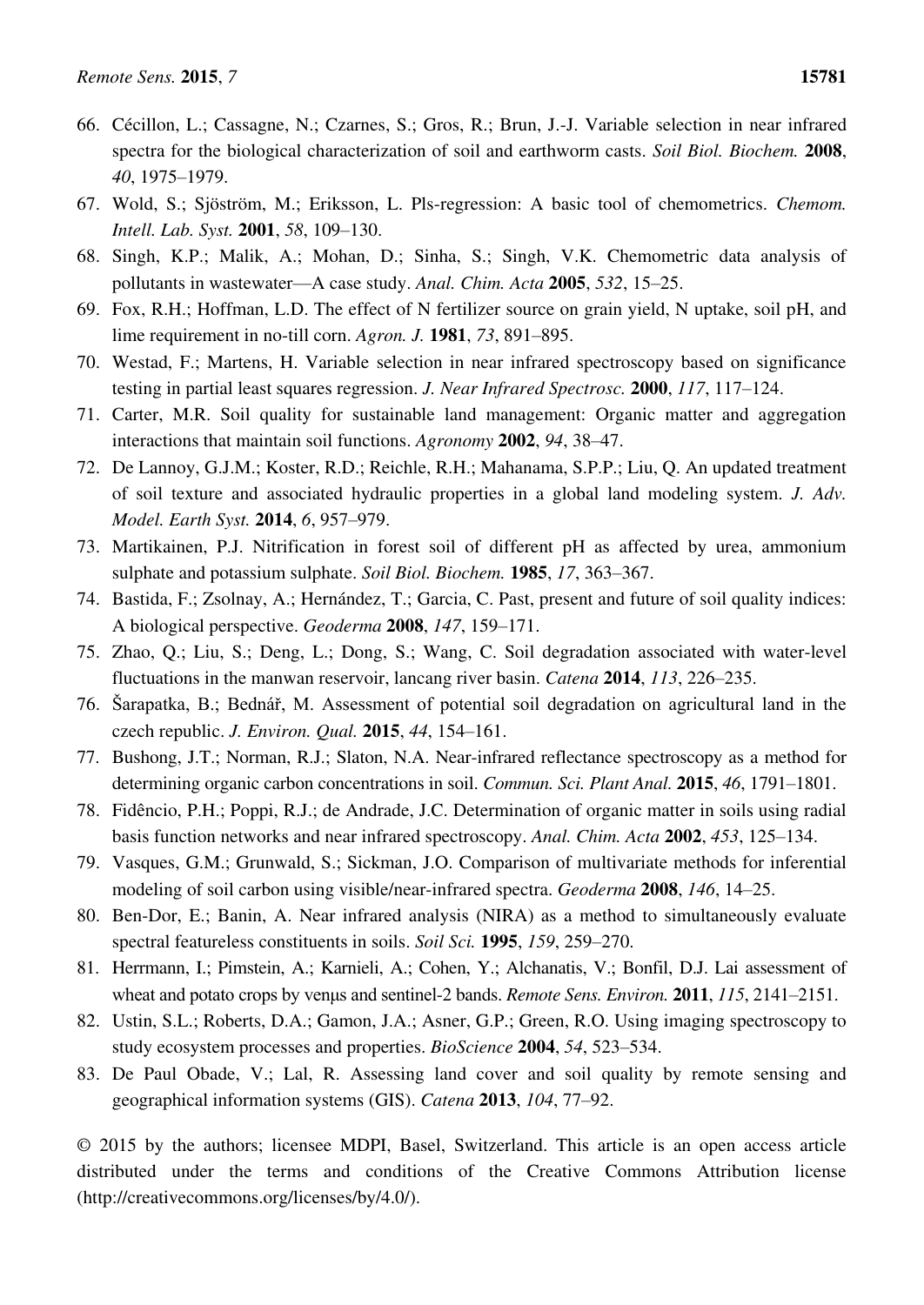66. Cécillon, L.; Cassagne, N.; Czarnes, S.; Gros, R.; Brun, J.-J. Variable selection in near infrared spectra for the biological characterization of soil and earthworm casts. *Soil Biol. Biochem.* **2008**, *40*, 1975–1979.
67. Wold, S.; Sjöström, M.; Eriksson, L. Pls-regression: A basic tool of chemometrics. *Chemom. Intell. Lab. Syst.* **2001**, *58*, 109–130.
68. Singh, K.P.; Malik, A.; Mohan, D.; Sinha, S.; Singh, V.K. Chemometric data analysis of pollutants in wastewater—A case study. *Anal. Chim. Acta* **2005**, *532*, 15–25.
69. Fox, R.H.; Hoffman, L.D. The effect of N fertilizer source on grain yield, N uptake, soil pH, and lime requirement in no-till corn. *Agron. J.* **1981**, *73*, 891–895.
70. Westad, F.; Martens, H. Variable selection in near infrared spectroscopy based on significance testing in partial least squares regression. *J. Near Infrared Spectrosc.* **2000**, *117*, 117–124.
71. Carter, M.R. Soil quality for sustainable land management: Organic matter and aggregation interactions that maintain soil functions. *Agronomy* **2002**, *94*, 38–47.
72. De Lannoy, G.J.M.; Koster, R.D.; Reichle, R.H.; Mahanama, S.P.P.; Liu, Q. An updated treatment of soil texture and associated hydraulic properties in a global land modeling system. *J. Adv. Model. Earth Syst.* **2014**, *6*, 957–979.
73. Martikainen, P.J. Nitrification in forest soil of different pH as affected by urea, ammonium sulphate and potassium sulphate. *Soil Biol. Biochem.* **1985**, *17*, 363–367.
74. Bastida, F.; Zsolnay, A.; Hernández, T.; Garcia, C. Past, present and future of soil quality indices: A biological perspective. *Geoderma* **2008**, *147*, 159–171.
75. Zhao, Q.; Liu, S.; Deng, L.; Dong, S.; Wang, C. Soil degradation associated with water-level fluctuations in the manwan reservoir, lancang river basin. *Catena* **2014**, *113*, 226–235.
76. Šarapatka, B.; Bednář, M. Assessment of potential soil degradation on agricultural land in the czech republic. *J. Environ. Qual.* **2015**, *44*, 154–161.
77. Bushong, J.T.; Norman, R.J.; Slaton, N.A. Near-infrared reflectance spectroscopy as a method for determining organic carbon concentrations in soil. *Commun. Sci. Plant Anal.* **2015**, *46*, 1791–1801.
78. Fidêncio, P.H.; Poppi, R.J.; de Andrade, J.C. Determination of organic matter in soils using radial basis function networks and near infrared spectroscopy. *Anal. Chim. Acta* **2002**, *453*, 125–134.
79. Vasques, G.M.; Grunwald, S.; Sickman, J.O. Comparison of multivariate methods for inferential modeling of soil carbon using visible/near-infrared spectra. *Geoderma* **2008**, *146*, 14–25.
80. Ben-Dor, E.; Banin, A. Near infrared analysis (NIRA) as a method to simultaneously evaluate spectral featureless constituents in soils. *Soil Sci.* **1995**, *159*, 259–270.
81. Herrmann, I.; Pimstein, A.; Karnieli, A.; Cohen, Y.; Alchanatis, V.; Bonfil, D.J. Lai assessment of wheat and potato crops by venμs and sentinel-2 bands. *Remote Sens. Environ.* **2011**, *115*, 2141–2151.
82. Ustin, S.L.; Roberts, D.A.; Gamon, J.A.; Asner, G.P.; Green, R.O. Using imaging spectroscopy to study ecosystem processes and properties. *BioScience* **2004**, *54*, 523–534.
83. De Paul Obade, V.; Lal, R. Assessing land cover and soil quality by remote sensing and geographical information systems (GIS). *Catena* **2013**, *104*, 77–92.

© 2015 by the authors; licensee MDPI, Basel, Switzerland. This article is an open access article distributed under the terms and conditions of the Creative Commons Attribution license (http://creativecommons.org/licenses/by/4.0/).